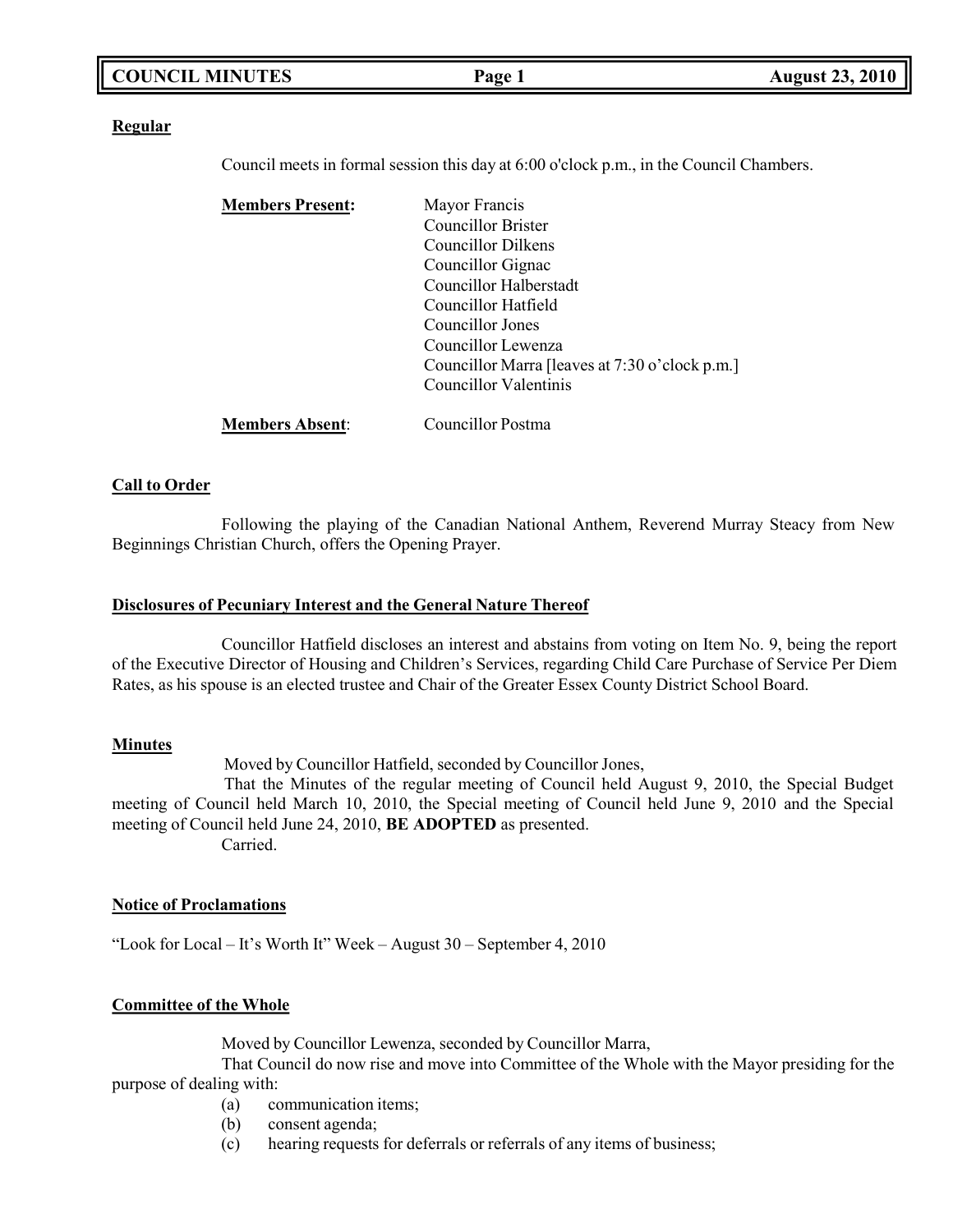**Regular**

Council meets in formal session this day at 6:00 o'clock p.m., in the Council Chambers.

**Members Present:**
Mayor Francis
Councillor Brister
Councillor Dilkens
Councillor Gignac
Councillor Halberstadt
Councillor Hatfield
Councillor Jones
Councillor Lewenza
Councillor Marra [leaves at 7:30 o'clock p.m.]
Councillor Valentinis

**Members Absent**: Councillor Postma

**Call to Order**

Following the playing of the Canadian National Anthem, Reverend Murray Steacy from New Beginnings Christian Church, offers the Opening Prayer.

**Disclosures of Pecuniary Interest and the General Nature Thereof**

Councillor Hatfield discloses an interest and abstains from voting on Item No. 9, being the report of the Executive Director of Housing and Children's Services, regarding Child Care Purchase of Service Per Diem Rates, as his spouse is an elected trustee and Chair of the Greater Essex County District School Board.

**Minutes**

Moved by Councillor Hatfield, seconded by Councillor Jones,

That the Minutes of the regular meeting of Council held August 9, 2010, the Special Budget meeting of Council held March 10, 2010, the Special meeting of Council held June 9, 2010 and the Special meeting of Council held June 24, 2010, **BE ADOPTED** as presented.

Carried.

**Notice of Proclamations**

"Look for Local – It's Worth It" Week – August 30 – September 4, 2010

**Committee of the Whole**

Moved by Councillor Lewenza, seconded by Councillor Marra,

That Council do now rise and move into Committee of the Whole with the Mayor presiding for the purpose of dealing with:

(a) communication items;
(b) consent agenda;
(c) hearing requests for deferrals or referrals of any items of business;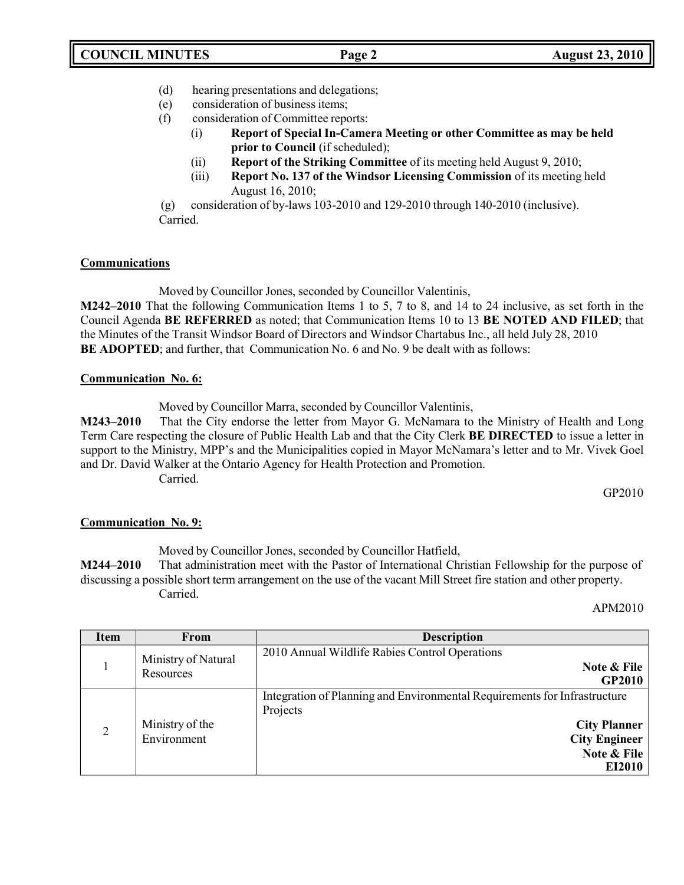(d) hearing presentations and delegations;
(e) consideration of business items;
(f) consideration of Committee reports:
    (i) **Report of Special In-Camera Meeting or other Committee as may be held prior to Council** (if scheduled);
    (ii) **Report of the Striking Committee** of its meeting held August 9, 2010;
    (iii) **Report No. 137 of the Windsor Licensing Commission** of its meeting held August 16, 2010;

(g) consideration of by-laws 103-2010 and 129-2010 through 140-2010 (inclusive).
Carried.

**Communications**

Moved by Councillor Jones, seconded by Councillor Valentinis,

**M242–2010** That the following Communication Items 1 to 5, 7 to 8, and 14 to 24 inclusive, as set forth in the Council Agenda **BE REFERRED** as noted; that Communication Items 10 to 13 **BE NOTED AND FILED**; that the Minutes of the Transit Windsor Board of Directors and Windsor Chartabus Inc., all held July 28, 2010 **BE ADOPTED**; and further, that Communication No. 6 and No. 9 be dealt with as follows:

**Communication No. 6:**

Moved by Councillor Marra, seconded by Councillor Valentinis,

**M243–2010** That the City endorse the letter from Mayor G. McNamara to the Ministry of Health and Long Term Care respecting the closure of Public Health Lab and that the City Clerk **BE DIRECTED** to issue a letter in support to the Ministry, MPP's and the Municipalities copied in Mayor McNamara's letter and to Mr. Vivek Goel and Dr. David Walker at the Ontario Agency for Health Protection and Promotion.
Carried.

GP2010

**Communication No. 9:**

Moved by Councillor Jones, seconded by Councillor Hatfield,

**M244–2010** That administration meet with the Pastor of International Christian Fellowship for the purpose of discussing a possible short term arrangement on the use of the vacant Mill Street fire station and other property.
Carried.

APM2010

| Item | From | Description |
|---|---|---|
| 1 | Ministry of Natural Resources | 2010 Annual Wildlife Rabies Control Operations **Note & File** **GP2010** |
| 2 | Ministry of the Environment | Integration of Planning and Environmental Requirements for Infrastructure Projects **City Planner** **City Engineer** **Note & File** **EI2010** |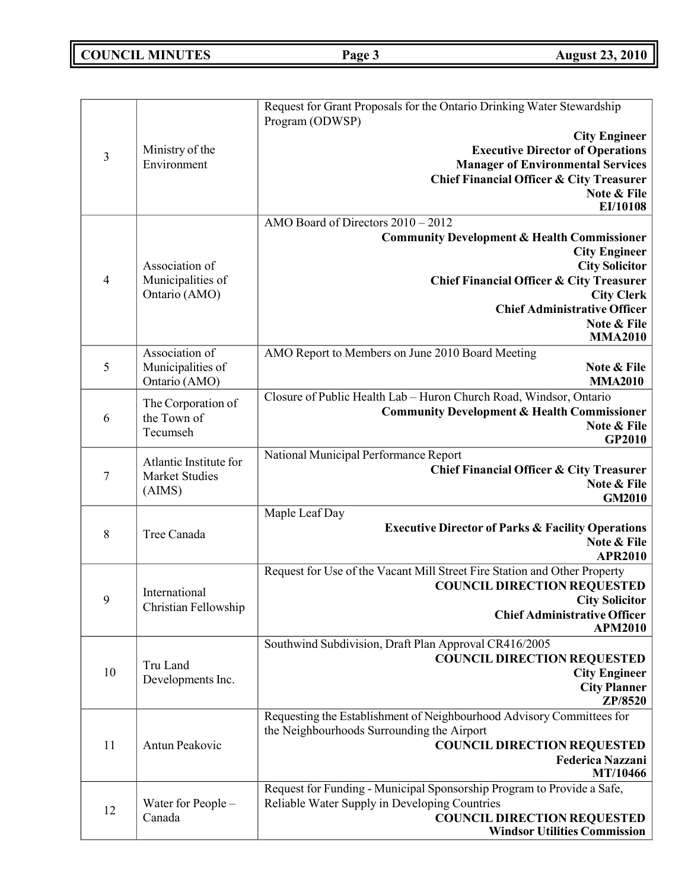| | | |
|---|---|---|
| 3 | Ministry of the Environment | Request for Grant Proposals for the Ontario Drinking Water Stewardship Program (ODWSP)<br>**City Engineer**<br>**Executive Director of Operations**<br>**Manager of Environmental Services**<br>**Chief Financial Officer & City Treasurer**<br>**Note & File**<br>**EI/10108** |
| 4 | Association of Municipalities of Ontario (AMO) | AMO Board of Directors 2010 – 2012<br>**Community Development & Health Commissioner**<br>**City Engineer**<br>**City Solicitor**<br>**Chief Financial Officer & City Treasurer**<br>**City Clerk**<br>**Chief Administrative Officer**<br>**Note & File**<br>**MMA2010** |
| 5 | Association of Municipalities of Ontario (AMO) | AMO Report to Members on June 2010 Board Meeting<br>**Note & File**<br>**MMA2010** |
| 6 | The Corporation of the Town of Tecumseh | Closure of Public Health Lab – Huron Church Road, Windsor, Ontario<br>**Community Development & Health Commissioner**<br>**Note & File**<br>**GP2010** |
| 7 | Atlantic Institute for Market Studies (AIMS) | National Municipal Performance Report<br>**Chief Financial Officer & City Treasurer**<br>**Note & File**<br>**GM2010** |
| 8 | Tree Canada | Maple Leaf Day<br>**Executive Director of Parks & Facility Operations**<br>**Note & File**<br>**APR2010** |
| 9 | International Christian Fellowship | Request for Use of the Vacant Mill Street Fire Station and Other Property<br>**COUNCIL DIRECTION REQUESTED**<br>**City Solicitor**<br>**Chief Administrative Officer**<br>**APM2010** |
| 10 | Tru Land Developments Inc. | Southwind Subdivision, Draft Plan Approval CR416/2005<br>**COUNCIL DIRECTION REQUESTED**<br>**City Engineer**<br>**City Planner**<br>**ZP/8520** |
| 11 | Antun Peakovic | Requesting the Establishment of Neighbourhood Advisory Committees for the Neighbourhoods Surrounding the Airport<br>**COUNCIL DIRECTION REQUESTED**<br>**Federica Nazzani**<br>**MT/10466** |
| 12 | Water for People – Canada | Request for Funding - Municipal Sponsorship Program to Provide a Safe, Reliable Water Supply in Developing Countries<br>**COUNCIL DIRECTION REQUESTED**<br>**Windsor Utilities Commission** |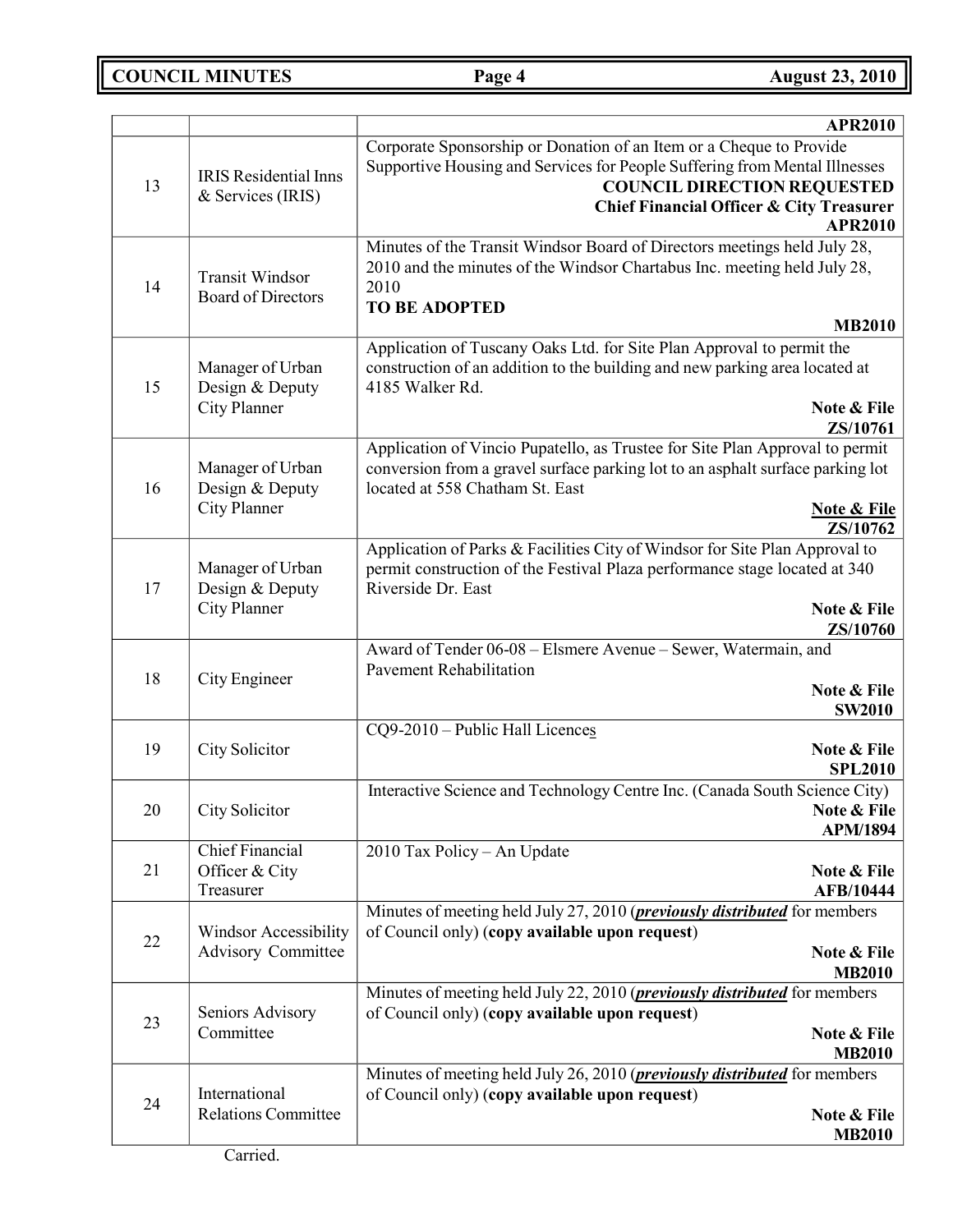| | | |
|---|---|---|
| | | **APR2010** |
| 13 | IRIS Residential Inns & Services (IRIS) | Corporate Sponsorship or Donation of an Item or a Cheque to Provide Supportive Housing and Services for People Suffering from Mental Illnesses **COUNCIL DIRECTION REQUESTED** **Chief Financial Officer & City Treasurer** **APR2010** |
| 14 | Transit Windsor Board of Directors | Minutes of the Transit Windsor Board of Directors meetings held July 28, 2010 and the minutes of the Windsor Chartabus Inc. meeting held July 28, 2010 **TO BE ADOPTED** **MB2010** |
| 15 | Manager of Urban Design & Deputy City Planner | Application of Tuscany Oaks Ltd. for Site Plan Approval to permit the construction of an addition to the building and new parking area located at 4185 Walker Rd. **Note & File** **ZS/10761** |
| 16 | Manager of Urban Design & Deputy City Planner | Application of Vincio Pupatello, as Trustee for Site Plan Approval to permit conversion from a gravel surface parking lot to an asphalt surface parking lot located at 558 Chatham St. East **Note & File** **ZS/10762** |
| 17 | Manager of Urban Design & Deputy City Planner | Application of Parks & Facilities City of Windsor for Site Plan Approval to permit construction of the Festival Plaza performance stage located at 340 Riverside Dr. East **Note & File** **ZS/10760** |
| 18 | City Engineer | Award of Tender 06-08 – Elsmere Avenue – Sewer, Watermain, and Pavement Rehabilitation **Note & File** **SW2010** |
| 19 | City Solicitor | CQ9-2010 – Public Hall Licences **Note & File** **SPL2010** |
| 20 | City Solicitor | Interactive Science and Technology Centre Inc. (Canada South Science City) **Note & File** **APM/1894** |
| 21 | Chief Financial Officer & City Treasurer | 2010 Tax Policy – An Update **Note & File** **AFB/10444** |
| 22 | Windsor Accessibility Advisory Committee | Minutes of meeting held July 27, 2010 (***previously distributed*** for members of Council only) (**copy available upon request**) **Note & File** **MB2010** |
| 23 | Seniors Advisory Committee | Minutes of meeting held July 22, 2010 (***previously distributed*** for members of Council only) (**copy available upon request**) **Note & File** **MB2010** |
| 24 | International Relations Committee | Minutes of meeting held July 26, 2010 (***previously distributed*** for members of Council only) (**copy available upon request**) **Note & File** **MB2010** |

Carried.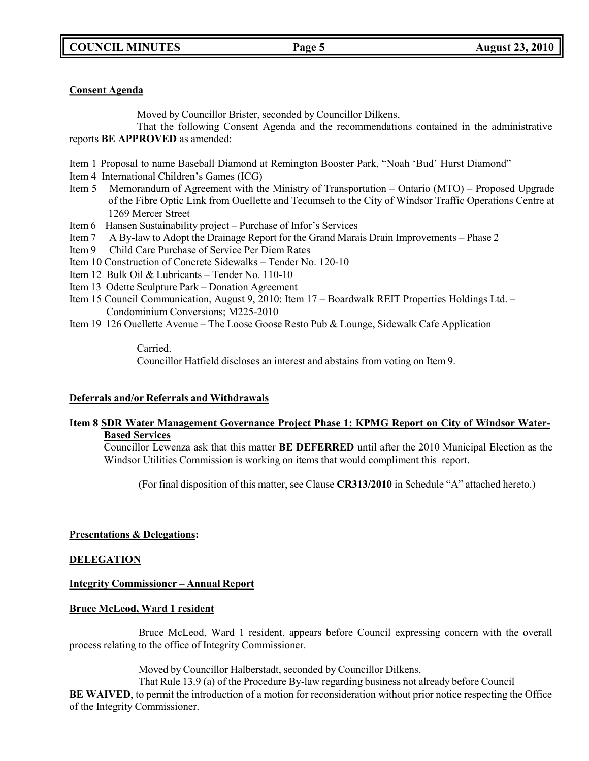**Consent Agenda**

Moved by Councillor Brister, seconded by Councillor Dilkens,

That the following Consent Agenda and the recommendations contained in the administrative reports **BE APPROVED** as amended:

Item 1 Proposal to name Baseball Diamond at Remington Booster Park, "Noah 'Bud' Hurst Diamond"
Item 4 International Children's Games (ICG)
Item 5 Memorandum of Agreement with the Ministry of Transportation – Ontario (MTO) – Proposed Upgrade of the Fibre Optic Link from Ouellette and Tecumseh to the City of Windsor Traffic Operations Centre at 1269 Mercer Street
Item 6 Hansen Sustainability project – Purchase of Infor's Services
Item 7 A By-law to Adopt the Drainage Report for the Grand Marais Drain Improvements – Phase 2
Item 9 Child Care Purchase of Service Per Diem Rates
Item 10 Construction of Concrete Sidewalks – Tender No. 120-10
Item 12 Bulk Oil & Lubricants – Tender No. 110-10
Item 13 Odette Sculpture Park – Donation Agreement
Item 15 Council Communication, August 9, 2010: Item 17 – Boardwalk REIT Properties Holdings Ltd. – Condominium Conversions; M225-2010
Item 19 126 Ouellette Avenue – The Loose Goose Resto Pub & Lounge, Sidewalk Cafe Application

Carried.
Councillor Hatfield discloses an interest and abstains from voting on Item 9.

**Deferrals and/or Referrals and Withdrawals**

**Item 8 SDR Water Management Governance Project Phase 1: KPMG Report on City of Windsor Water-Based Services**

Councillor Lewenza ask that this matter **BE DEFERRED** until after the 2010 Municipal Election as the Windsor Utilities Commission is working on items that would compliment this report.

(For final disposition of this matter, see Clause **CR313/2010** in Schedule "A" attached hereto.)

**Presentations & Delegations:**

**DELEGATION**

**Integrity Commissioner – Annual Report**

**Bruce McLeod, Ward 1 resident**

Bruce McLeod, Ward 1 resident, appears before Council expressing concern with the overall process relating to the office of Integrity Commissioner.

Moved by Councillor Halberstadt, seconded by Councillor Dilkens,

That Rule 13.9 (a) of the Procedure By-law regarding business not already before Council **BE WAIVED**, to permit the introduction of a motion for reconsideration without prior notice respecting the Office of the Integrity Commissioner.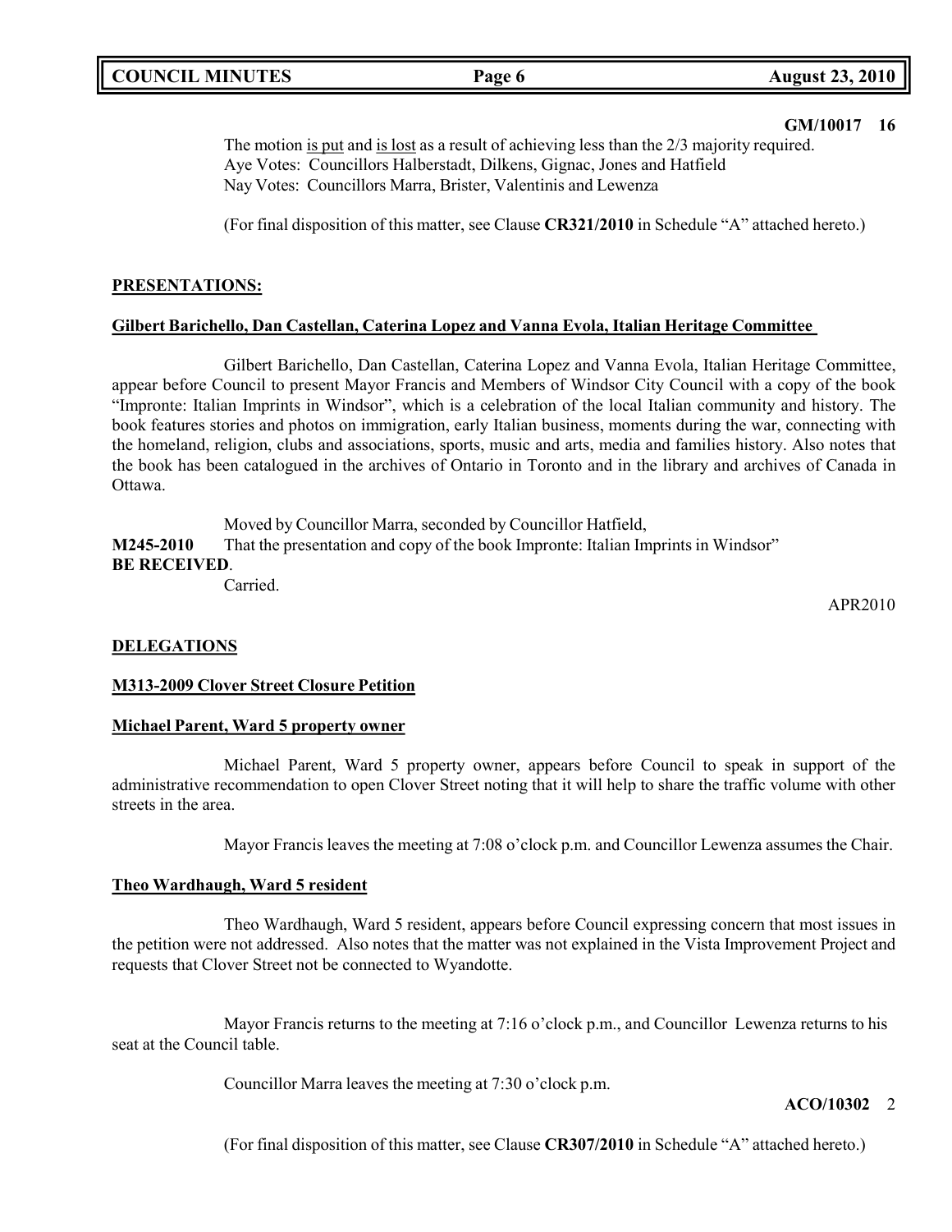**GM/10017 16**

The motion is put and is lost as a result of achieving less than the 2/3 majority required.
Aye Votes: Councillors Halberstadt, Dilkens, Gignac, Jones and Hatfield
Nay Votes: Councillors Marra, Brister, Valentinis and Lewenza

(For final disposition of this matter, see Clause **CR321/2010** in Schedule "A" attached hereto.)

## PRESENTATIONS:

### Gilbert Barichello, Dan Castellan, Caterina Lopez and Vanna Evola, Italian Heritage Committee

Gilbert Barichello, Dan Castellan, Caterina Lopez and Vanna Evola, Italian Heritage Committee, appear before Council to present Mayor Francis and Members of Windsor City Council with a copy of the book "Impronte: Italian Imprints in Windsor", which is a celebration of the local Italian community and history. The book features stories and photos on immigration, early Italian business, moments during the war, connecting with the homeland, religion, clubs and associations, sports, music and arts, media and families history. Also notes that the book has been catalogued in the archives of Ontario in Toronto and in the library and archives of Canada in Ottawa.

Moved by Councillor Marra, seconded by Councillor Hatfield,

**M245-2010** That the presentation and copy of the book Impronte: Italian Imprints in Windsor" **BE RECEIVED**.

Carried.

APR2010

## DELEGATIONS

### M313-2009 Clover Street Closure Petition

### Michael Parent, Ward 5 property owner

Michael Parent, Ward 5 property owner, appears before Council to speak in support of the administrative recommendation to open Clover Street noting that it will help to share the traffic volume with other streets in the area.

Mayor Francis leaves the meeting at 7:08 o'clock p.m. and Councillor Lewenza assumes the Chair.

### Theo Wardhaugh, Ward 5 resident

Theo Wardhaugh, Ward 5 resident, appears before Council expressing concern that most issues in the petition were not addressed. Also notes that the matter was not explained in the Vista Improvement Project and requests that Clover Street not be connected to Wyandotte.

Mayor Francis returns to the meeting at 7:16 o'clock p.m., and Councillor Lewenza returns to his seat at the Council table.

Councillor Marra leaves the meeting at 7:30 o'clock p.m.

**ACO/10302** 2

(For final disposition of this matter, see Clause **CR307/2010** in Schedule "A" attached hereto.)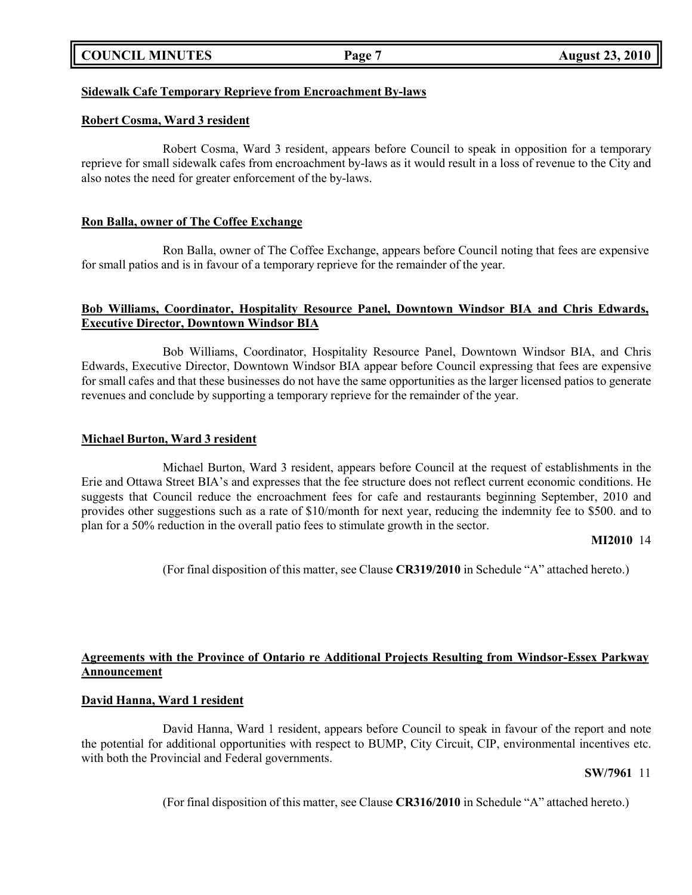**Sidewalk Cafe Temporary Reprieve from Encroachment By-laws**

**Robert Cosma, Ward 3 resident**

Robert Cosma, Ward 3 resident, appears before Council to speak in opposition for a temporary reprieve for small sidewalk cafes from encroachment by-laws as it would result in a loss of revenue to the City and also notes the need for greater enforcement of the by-laws.

**Ron Balla, owner of The Coffee Exchange**

Ron Balla, owner of The Coffee Exchange, appears before Council noting that fees are expensive for small patios and is in favour of a temporary reprieve for the remainder of the year.

**Bob Williams, Coordinator, Hospitality Resource Panel, Downtown Windsor BIA and Chris Edwards, Executive Director, Downtown Windsor BIA**

Bob Williams, Coordinator, Hospitality Resource Panel, Downtown Windsor BIA, and Chris Edwards, Executive Director, Downtown Windsor BIA appear before Council expressing that fees are expensive for small cafes and that these businesses do not have the same opportunities as the larger licensed patios to generate revenues and conclude by supporting a temporary reprieve for the remainder of the year.

**Michael Burton, Ward 3 resident**

Michael Burton, Ward 3 resident, appears before Council at the request of establishments in the Erie and Ottawa Street BIA's and expresses that the fee structure does not reflect current economic conditions. He suggests that Council reduce the encroachment fees for cafe and restaurants beginning September, 2010 and provides other suggestions such as a rate of $10/month for next year, reducing the indemnity fee to $500. and to plan for a 50% reduction in the overall patio fees to stimulate growth in the sector.

**MI2010** 14

(For final disposition of this matter, see Clause **CR319/2010** in Schedule "A" attached hereto.)

**Agreements with the Province of Ontario re Additional Projects Resulting from Windsor-Essex Parkway Announcement**

**David Hanna, Ward 1 resident**

David Hanna, Ward 1 resident, appears before Council to speak in favour of the report and note the potential for additional opportunities with respect to BUMP, City Circuit, CIP, environmental incentives etc. with both the Provincial and Federal governments.

**SW/7961** 11

(For final disposition of this matter, see Clause **CR316/2010** in Schedule "A" attached hereto.)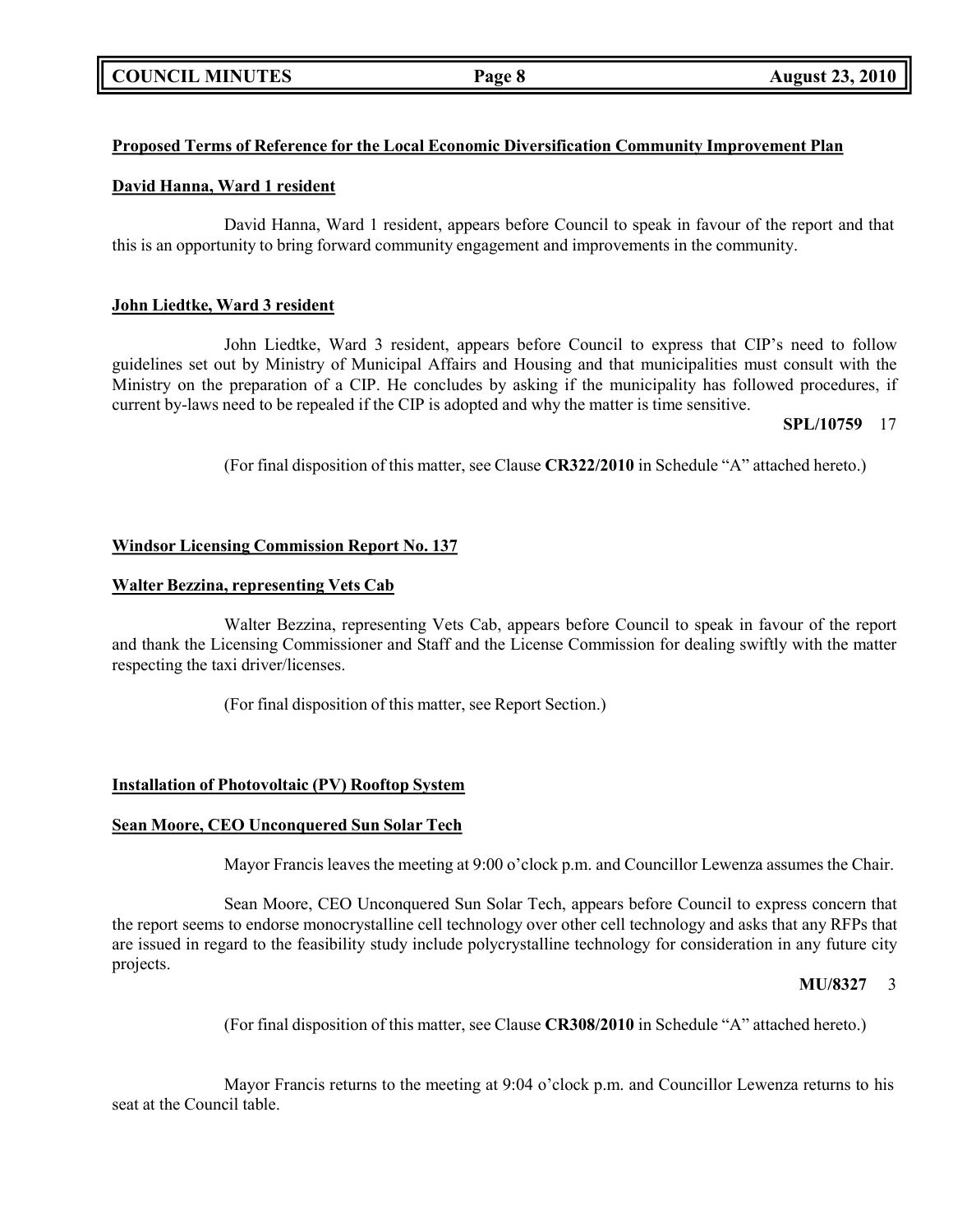**Proposed Terms of Reference for the Local Economic Diversification Community Improvement Plan**

**David Hanna, Ward 1 resident**

David Hanna, Ward 1 resident, appears before Council to speak in favour of the report and that this is an opportunity to bring forward community engagement and improvements in the community.

**John Liedtke, Ward 3 resident**

John Liedtke, Ward 3 resident, appears before Council to express that CIP's need to follow guidelines set out by Ministry of Municipal Affairs and Housing and that municipalities must consult with the Ministry on the preparation of a CIP. He concludes by asking if the municipality has followed procedures, if current by-laws need to be repealed if the CIP is adopted and why the matter is time sensitive.

**SPL/10759** 17

(For final disposition of this matter, see Clause **CR322/2010** in Schedule "A" attached hereto.)

**Windsor Licensing Commission Report No. 137**

**Walter Bezzina, representing Vets Cab**

Walter Bezzina, representing Vets Cab, appears before Council to speak in favour of the report and thank the Licensing Commissioner and Staff and the License Commission for dealing swiftly with the matter respecting the taxi driver/licenses.

(For final disposition of this matter, see Report Section.)

**Installation of Photovoltaic (PV) Rooftop System**

**Sean Moore, CEO Unconquered Sun Solar Tech**

Mayor Francis leaves the meeting at 9:00 o'clock p.m. and Councillor Lewenza assumes the Chair.

Sean Moore, CEO Unconquered Sun Solar Tech, appears before Council to express concern that the report seems to endorse monocrystalline cell technology over other cell technology and asks that any RFPs that are issued in regard to the feasibility study include polycrystalline technology for consideration in any future city projects.

**MU/8327** 3

(For final disposition of this matter, see Clause **CR308/2010** in Schedule "A" attached hereto.)

Mayor Francis returns to the meeting at 9:04 o'clock p.m. and Councillor Lewenza returns to his seat at the Council table.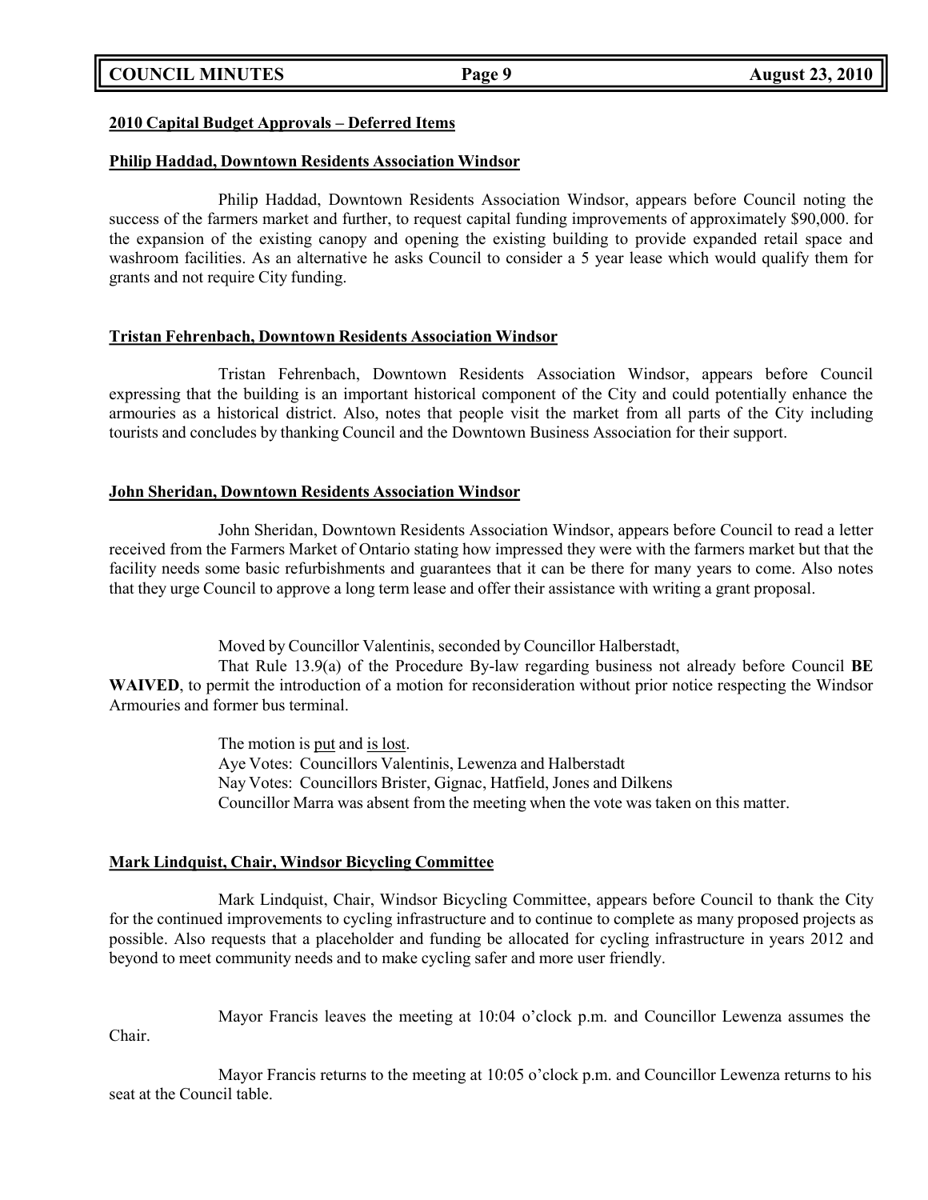**2010 Capital Budget Approvals – Deferred Items**

**Philip Haddad, Downtown Residents Association Windsor**

Philip Haddad, Downtown Residents Association Windsor, appears before Council noting the success of the farmers market and further, to request capital funding improvements of approximately $90,000. for the expansion of the existing canopy and opening the existing building to provide expanded retail space and washroom facilities. As an alternative he asks Council to consider a 5 year lease which would qualify them for grants and not require City funding.

**Tristan Fehrenbach, Downtown Residents Association Windsor**

Tristan Fehrenbach, Downtown Residents Association Windsor, appears before Council expressing that the building is an important historical component of the City and could potentially enhance the armouries as a historical district. Also, notes that people visit the market from all parts of the City including tourists and concludes by thanking Council and the Downtown Business Association for their support.

**John Sheridan, Downtown Residents Association Windsor**

John Sheridan, Downtown Residents Association Windsor, appears before Council to read a letter received from the Farmers Market of Ontario stating how impressed they were with the farmers market but that the facility needs some basic refurbishments and guarantees that it can be there for many years to come. Also notes that they urge Council to approve a long term lease and offer their assistance with writing a grant proposal.

Moved by Councillor Valentinis, seconded by Councillor Halberstadt,

That Rule 13.9(a) of the Procedure By-law regarding business not already before Council **BE WAIVED**, to permit the introduction of a motion for reconsideration without prior notice respecting the Windsor Armouries and former bus terminal.

The motion is put and is lost.
Aye Votes: Councillors Valentinis, Lewenza and Halberstadt
Nay Votes: Councillors Brister, Gignac, Hatfield, Jones and Dilkens
Councillor Marra was absent from the meeting when the vote was taken on this matter.

**Mark Lindquist, Chair, Windsor Bicycling Committee**

Mark Lindquist, Chair, Windsor Bicycling Committee, appears before Council to thank the City for the continued improvements to cycling infrastructure and to continue to complete as many proposed projects as possible. Also requests that a placeholder and funding be allocated for cycling infrastructure in years 2012 and beyond to meet community needs and to make cycling safer and more user friendly.

Mayor Francis leaves the meeting at 10:04 o'clock p.m. and Councillor Lewenza assumes the Chair.

Mayor Francis returns to the meeting at 10:05 o'clock p.m. and Councillor Lewenza returns to his seat at the Council table.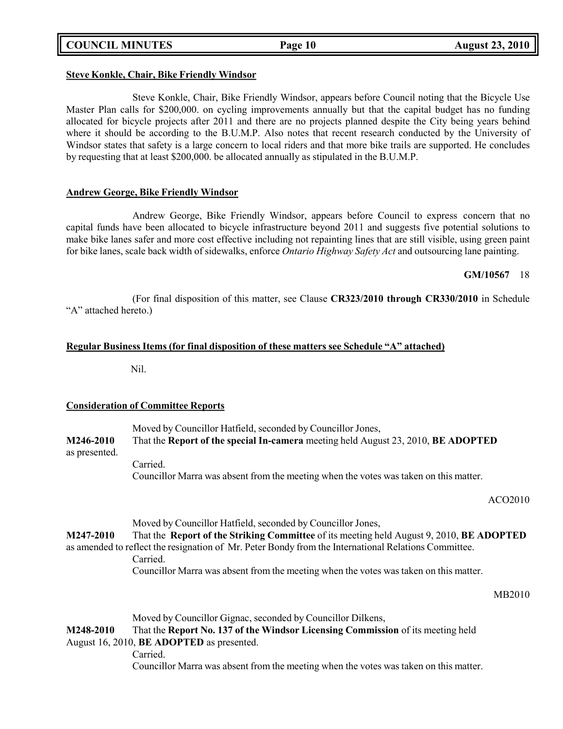**Steve Konkle, Chair, Bike Friendly Windsor**

Steve Konkle, Chair, Bike Friendly Windsor, appears before Council noting that the Bicycle Use Master Plan calls for $200,000. on cycling improvements annually but that the capital budget has no funding allocated for bicycle projects after 2011 and there are no projects planned despite the City being years behind where it should be according to the B.U.M.P. Also notes that recent research conducted by the University of Windsor states that safety is a large concern to local riders and that more bike trails are supported. He concludes by requesting that at least $200,000. be allocated annually as stipulated in the B.U.M.P.

**Andrew George, Bike Friendly Windsor**

Andrew George, Bike Friendly Windsor, appears before Council to express concern that no capital funds have been allocated to bicycle infrastructure beyond 2011 and suggests five potential solutions to make bike lanes safer and more cost effective including not repainting lines that are still visible, using green paint for bike lanes, scale back width of sidewalks, enforce *Ontario Highway Safety Act* and outsourcing lane painting.

**GM/10567** 18

(For final disposition of this matter, see Clause **CR323/2010 through CR330/2010** in Schedule "A" attached hereto.)

**Regular Business Items (for final disposition of these matters see Schedule "A" attached)**

Nil.

**Consideration of Committee Reports**

Moved by Councillor Hatfield, seconded by Councillor Jones,

**M246-2010** That the **Report of the special In-camera** meeting held August 23, 2010, **BE ADOPTED** as presented.

Carried.

Councillor Marra was absent from the meeting when the votes was taken on this matter.

ACO2010

Moved by Councillor Hatfield, seconded by Councillor Jones,

**M247-2010** That the **Report of the Striking Committee** of its meeting held August 9, 2010, **BE ADOPTED** as amended to reflect the resignation of Mr. Peter Bondy from the International Relations Committee.

Carried.

Councillor Marra was absent from the meeting when the votes was taken on this matter.

MB2010

Moved by Councillor Gignac, seconded by Councillor Dilkens,

**M248-2010** That the **Report No. 137 of the Windsor Licensing Commission** of its meeting held August 16, 2010, **BE ADOPTED** as presented.

Carried.

Councillor Marra was absent from the meeting when the votes was taken on this matter.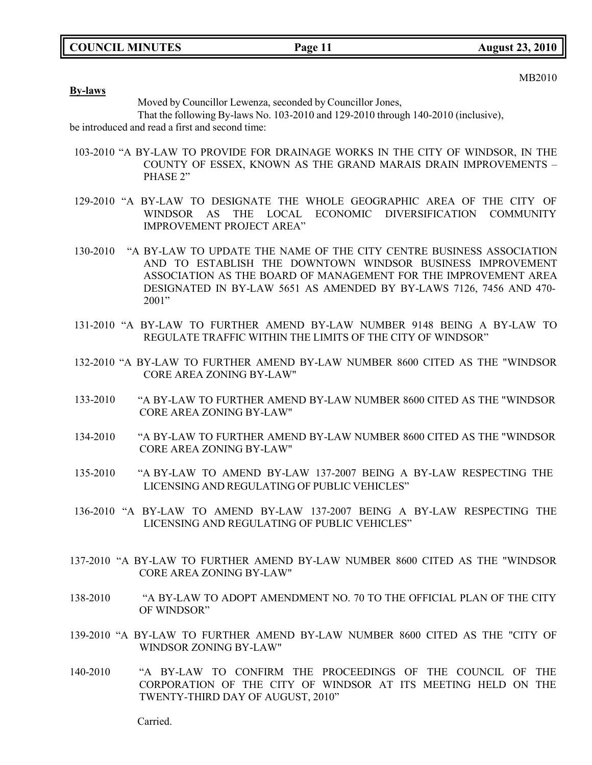MB2010

**By-laws**

Moved by Councillor Lewenza, seconded by Councillor Jones,

That the following By-laws No. 103-2010 and 129-2010 through 140-2010 (inclusive), be introduced and read a first and second time:

103-2010 "A BY-LAW TO PROVIDE FOR DRAINAGE WORKS IN THE CITY OF WINDSOR, IN THE COUNTY OF ESSEX, KNOWN AS THE GRAND MARAIS DRAIN IMPROVEMENTS – PHASE 2"

129-2010 "A BY-LAW TO DESIGNATE THE WHOLE GEOGRAPHIC AREA OF THE CITY OF WINDSOR AS THE LOCAL ECONOMIC DIVERSIFICATION COMMUNITY IMPROVEMENT PROJECT AREA"

130-2010 "A BY-LAW TO UPDATE THE NAME OF THE CITY CENTRE BUSINESS ASSOCIATION AND TO ESTABLISH THE DOWNTOWN WINDSOR BUSINESS IMPROVEMENT ASSOCIATION AS THE BOARD OF MANAGEMENT FOR THE IMPROVEMENT AREA DESIGNATED IN BY-LAW 5651 AS AMENDED BY BY-LAWS 7126, 7456 AND 470-2001"

131-2010 "A BY-LAW TO FURTHER AMEND BY-LAW NUMBER 9148 BEING A BY-LAW TO REGULATE TRAFFIC WITHIN THE LIMITS OF THE CITY OF WINDSOR"

132-2010 "A BY-LAW TO FURTHER AMEND BY-LAW NUMBER 8600 CITED AS THE "WINDSOR CORE AREA ZONING BY-LAW"

133-2010 "A BY-LAW TO FURTHER AMEND BY-LAW NUMBER 8600 CITED AS THE "WINDSOR CORE AREA ZONING BY-LAW"

134-2010 "A BY-LAW TO FURTHER AMEND BY-LAW NUMBER 8600 CITED AS THE "WINDSOR CORE AREA ZONING BY-LAW"

135-2010 "A BY-LAW TO AMEND BY-LAW 137-2007 BEING A BY-LAW RESPECTING THE LICENSING AND REGULATING OF PUBLIC VEHICLES"

136-2010 "A BY-LAW TO AMEND BY-LAW 137-2007 BEING A BY-LAW RESPECTING THE LICENSING AND REGULATING OF PUBLIC VEHICLES"

137-2010 "A BY-LAW TO FURTHER AMEND BY-LAW NUMBER 8600 CITED AS THE "WINDSOR CORE AREA ZONING BY-LAW"

138-2010 "A BY-LAW TO ADOPT AMENDMENT NO. 70 TO THE OFFICIAL PLAN OF THE CITY OF WINDSOR"

139-2010 "A BY-LAW TO FURTHER AMEND BY-LAW NUMBER 8600 CITED AS THE "CITY OF WINDSOR ZONING BY-LAW"

140-2010 "A BY-LAW TO CONFIRM THE PROCEEDINGS OF THE COUNCIL OF THE CORPORATION OF THE CITY OF WINDSOR AT ITS MEETING HELD ON THE TWENTY-THIRD DAY OF AUGUST, 2010"

Carried.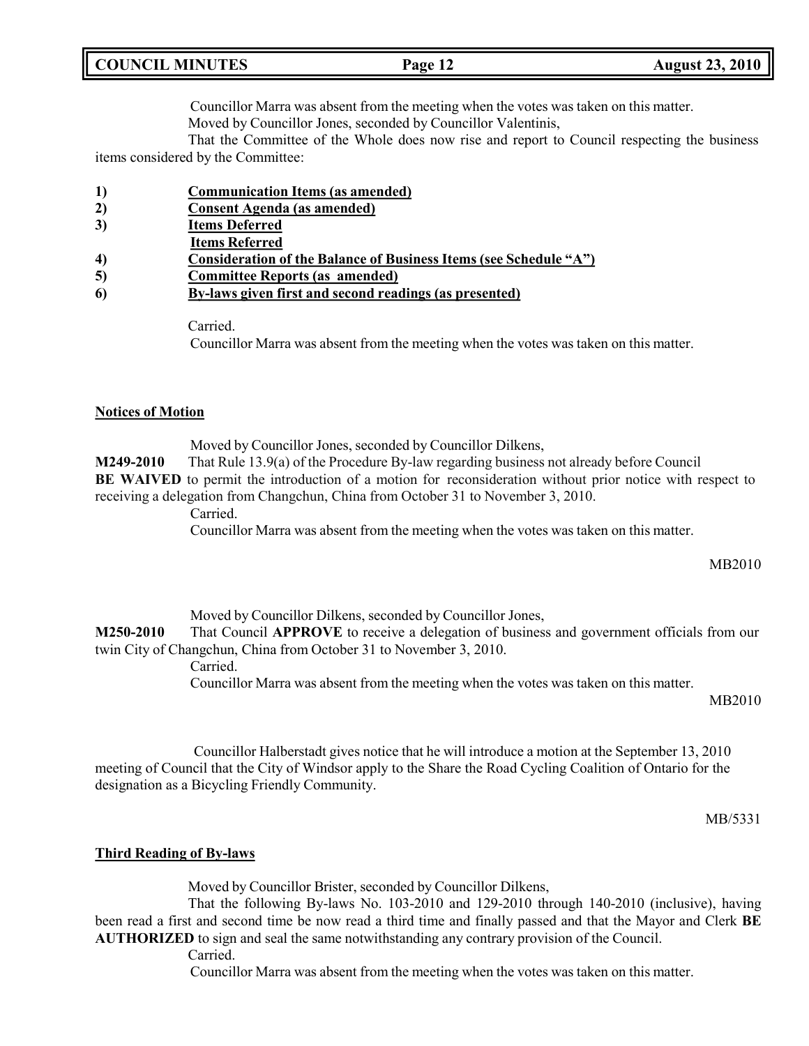Councillor Marra was absent from the meeting when the votes was taken on this matter.

Moved by Councillor Jones, seconded by Councillor Valentinis,

That the Committee of the Whole does now rise and report to Council respecting the business items considered by the Committee:

1) **Communication Items (as amended)**
2) **Consent Agenda (as amended)**
3) **Items Deferred**
   **Items Referred**
4) **Consideration of the Balance of Business Items (see Schedule "A")**
5) **Committee Reports (as amended)**
6) **By-laws given first and second readings (as presented)**

Carried.

Councillor Marra was absent from the meeting when the votes was taken on this matter.

## Notices of Motion

Moved by Councillor Jones, seconded by Councillor Dilkens,

**M249-2010** That Rule 13.9(a) of the Procedure By-law regarding business not already before Council **BE WAIVED** to permit the introduction of a motion for reconsideration without prior notice with respect to receiving a delegation from Changchun, China from October 31 to November 3, 2010.

Carried.

Councillor Marra was absent from the meeting when the votes was taken on this matter.

MB2010

Moved by Councillor Dilkens, seconded by Councillor Jones,

**M250-2010** That Council **APPROVE** to receive a delegation of business and government officials from our twin City of Changchun, China from October 31 to November 3, 2010.

Carried.

Councillor Marra was absent from the meeting when the votes was taken on this matter.

MB2010

Councillor Halberstadt gives notice that he will introduce a motion at the September 13, 2010 meeting of Council that the City of Windsor apply to the Share the Road Cycling Coalition of Ontario for the designation as a Bicycling Friendly Community.

MB/5331

## Third Reading of By-laws

Moved by Councillor Brister, seconded by Councillor Dilkens,

That the following By-laws No. 103-2010 and 129-2010 through 140-2010 (inclusive), having been read a first and second time be now read a third time and finally passed and that the Mayor and Clerk **BE AUTHORIZED** to sign and seal the same notwithstanding any contrary provision of the Council.

Carried.

Councillor Marra was absent from the meeting when the votes was taken on this matter.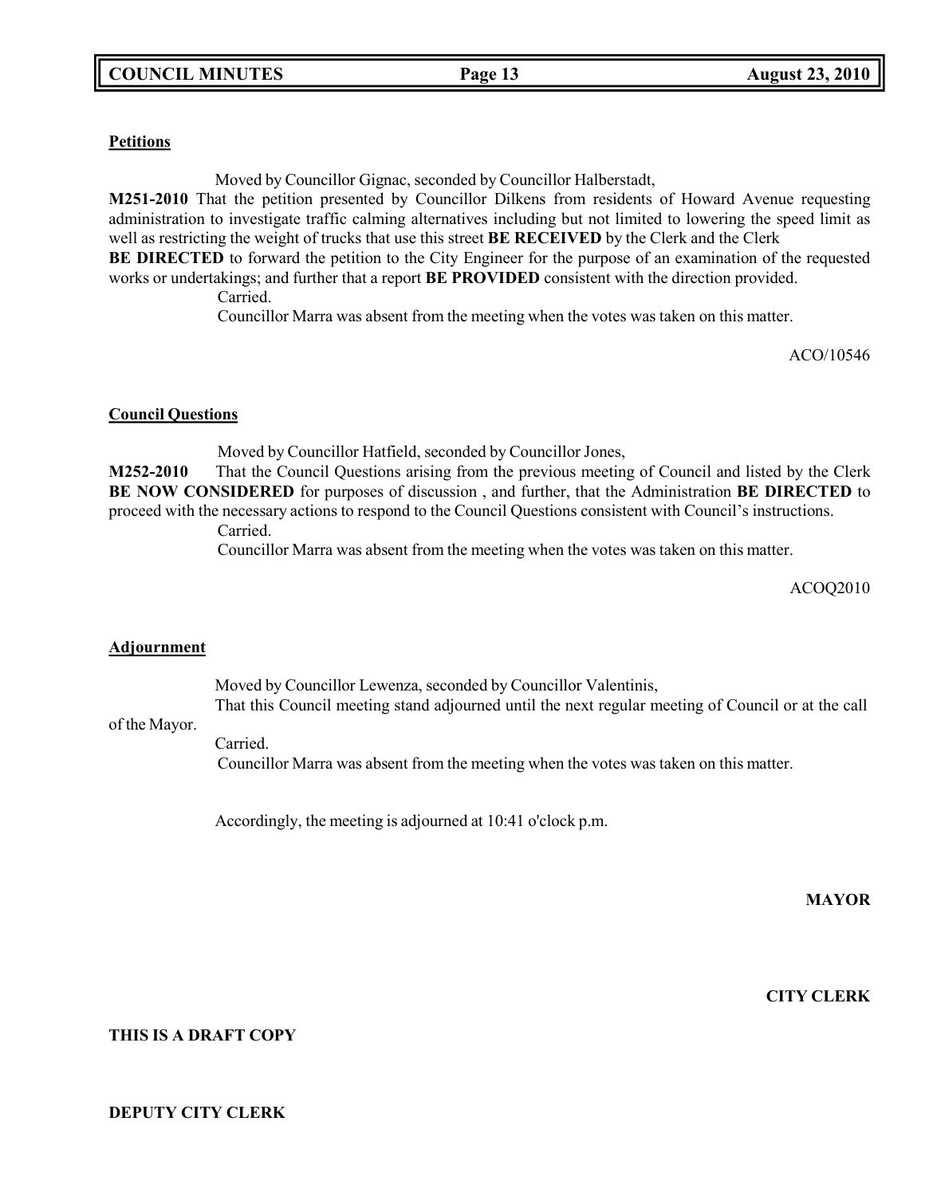**Petitions**

Moved by Councillor Gignac, seconded by Councillor Halberstadt,

**M251-2010** That the petition presented by Councillor Dilkens from residents of Howard Avenue requesting administration to investigate traffic calming alternatives including but not limited to lowering the speed limit as well as restricting the weight of trucks that use this street **BE RECEIVED** by the Clerk and the Clerk **BE DIRECTED** to forward the petition to the City Engineer for the purpose of an examination of the requested works or undertakings; and further that a report **BE PROVIDED** consistent with the direction provided.

Carried.

Councillor Marra was absent from the meeting when the votes was taken on this matter.

ACO/10546

**Council Questions**

Moved by Councillor Hatfield, seconded by Councillor Jones,

**M252-2010** That the Council Questions arising from the previous meeting of Council and listed by the Clerk **BE NOW CONSIDERED** for purposes of discussion , and further, that the Administration **BE DIRECTED** to proceed with the necessary actions to respond to the Council Questions consistent with Council's instructions.

Carried.

Councillor Marra was absent from the meeting when the votes was taken on this matter.

ACOQ2010

**Adjournment**

Moved by Councillor Lewenza, seconded by Councillor Valentinis,

That this Council meeting stand adjourned until the next regular meeting of Council or at the call of the Mayor.

Carried.

Councillor Marra was absent from the meeting when the votes was taken on this matter.

Accordingly, the meeting is adjourned at 10:41 o'clock p.m.

**MAYOR**

**CITY CLERK**

**THIS IS A DRAFT COPY**

**DEPUTY CITY CLERK**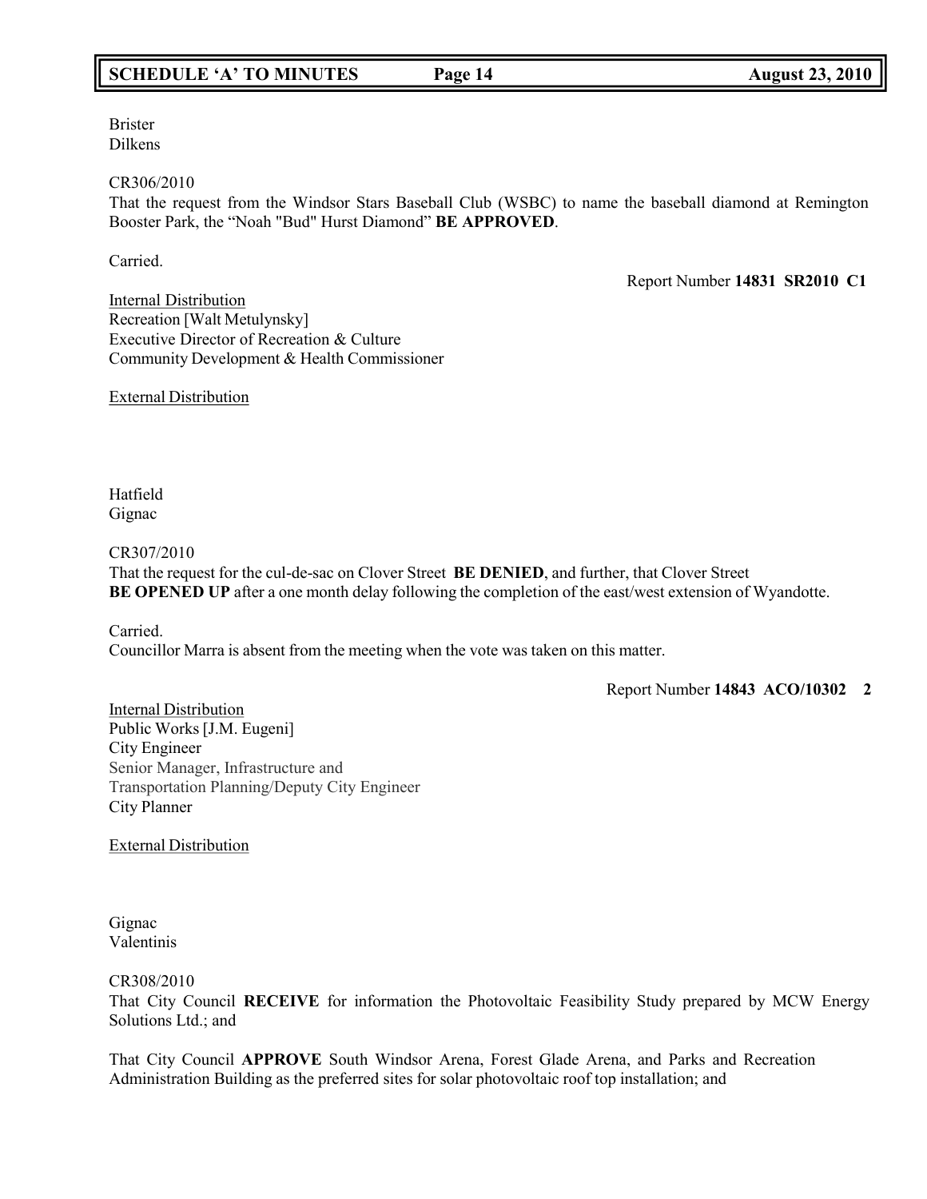Brister
Dilkens

CR306/2010
That the request from the Windsor Stars Baseball Club (WSBC) to name the baseball diamond at Remington Booster Park, the "Noah "Bud" Hurst Diamond" **BE APPROVED**.

Carried.

Report Number **14831 SR2010 C1**

Internal Distribution
Recreation [Walt Metulynsky]
Executive Director of Recreation & Culture
Community Development & Health Commissioner

External Distribution

Hatfield
Gignac

CR307/2010
That the request for the cul-de-sac on Clover Street **BE DENIED**, and further, that Clover Street **BE OPENED UP** after a one month delay following the completion of the east/west extension of Wyandotte.

Carried.
Councillor Marra is absent from the meeting when the vote was taken on this matter.

Report Number **14843 ACO/10302 2**

Internal Distribution
Public Works [J.M. Eugeni]
City Engineer
Senior Manager, Infrastructure and Transportation Planning/Deputy City Engineer
City Planner

External Distribution

Gignac
Valentinis

CR308/2010
That City Council **RECEIVE** for information the Photovoltaic Feasibility Study prepared by MCW Energy Solutions Ltd.; and

That City Council **APPROVE** South Windsor Arena, Forest Glade Arena, and Parks and Recreation Administration Building as the preferred sites for solar photovoltaic roof top installation; and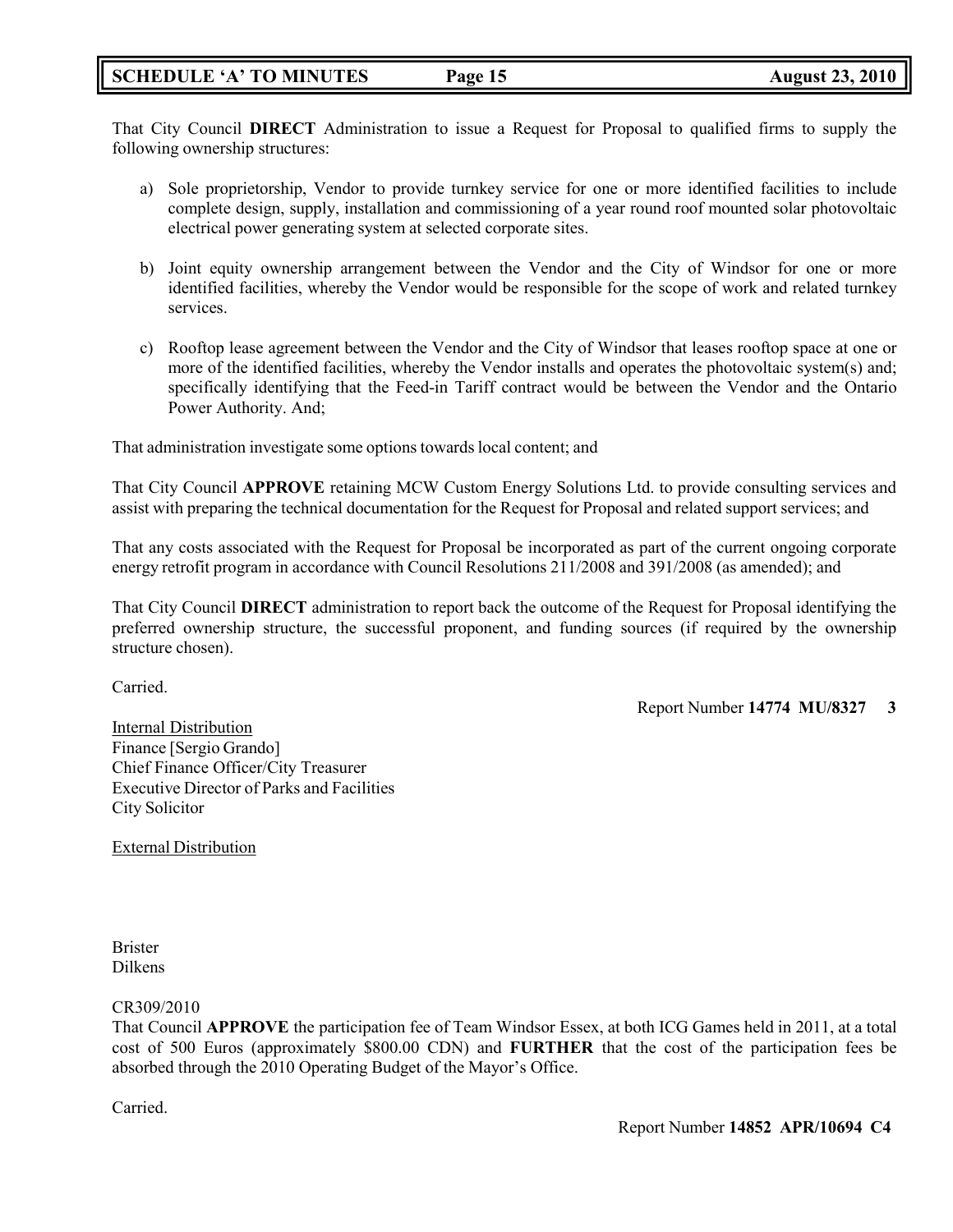That City Council **DIRECT** Administration to issue a Request for Proposal to qualified firms to supply the following ownership structures:

a) Sole proprietorship, Vendor to provide turnkey service for one or more identified facilities to include complete design, supply, installation and commissioning of a year round roof mounted solar photovoltaic electrical power generating system at selected corporate sites.

b) Joint equity ownership arrangement between the Vendor and the City of Windsor for one or more identified facilities, whereby the Vendor would be responsible for the scope of work and related turnkey services.

c) Rooftop lease agreement between the Vendor and the City of Windsor that leases rooftop space at one or more of the identified facilities, whereby the Vendor installs and operates the photovoltaic system(s) and; specifically identifying that the Feed-in Tariff contract would be between the Vendor and the Ontario Power Authority. And;

That administration investigate some options towards local content; and

That City Council **APPROVE** retaining MCW Custom Energy Solutions Ltd. to provide consulting services and assist with preparing the technical documentation for the Request for Proposal and related support services; and

That any costs associated with the Request for Proposal be incorporated as part of the current ongoing corporate energy retrofit program in accordance with Council Resolutions 211/2008 and 391/2008 (as amended); and

That City Council **DIRECT** administration to report back the outcome of the Request for Proposal identifying the preferred ownership structure, the successful proponent, and funding sources (if required by the ownership structure chosen).

Carried.

Report Number **14774 MU/8327 3**

Internal Distribution
Finance [Sergio Grando]
Chief Finance Officer/City Treasurer
Executive Director of Parks and Facilities
City Solicitor

External Distribution

Brister
Dilkens

CR309/2010
That Council **APPROVE** the participation fee of Team Windsor Essex, at both ICG Games held in 2011, at a total cost of 500 Euros (approximately $800.00 CDN) and **FURTHER** that the cost of the participation fees be absorbed through the 2010 Operating Budget of the Mayor's Office.

Carried.

Report Number **14852 APR/10694 C4**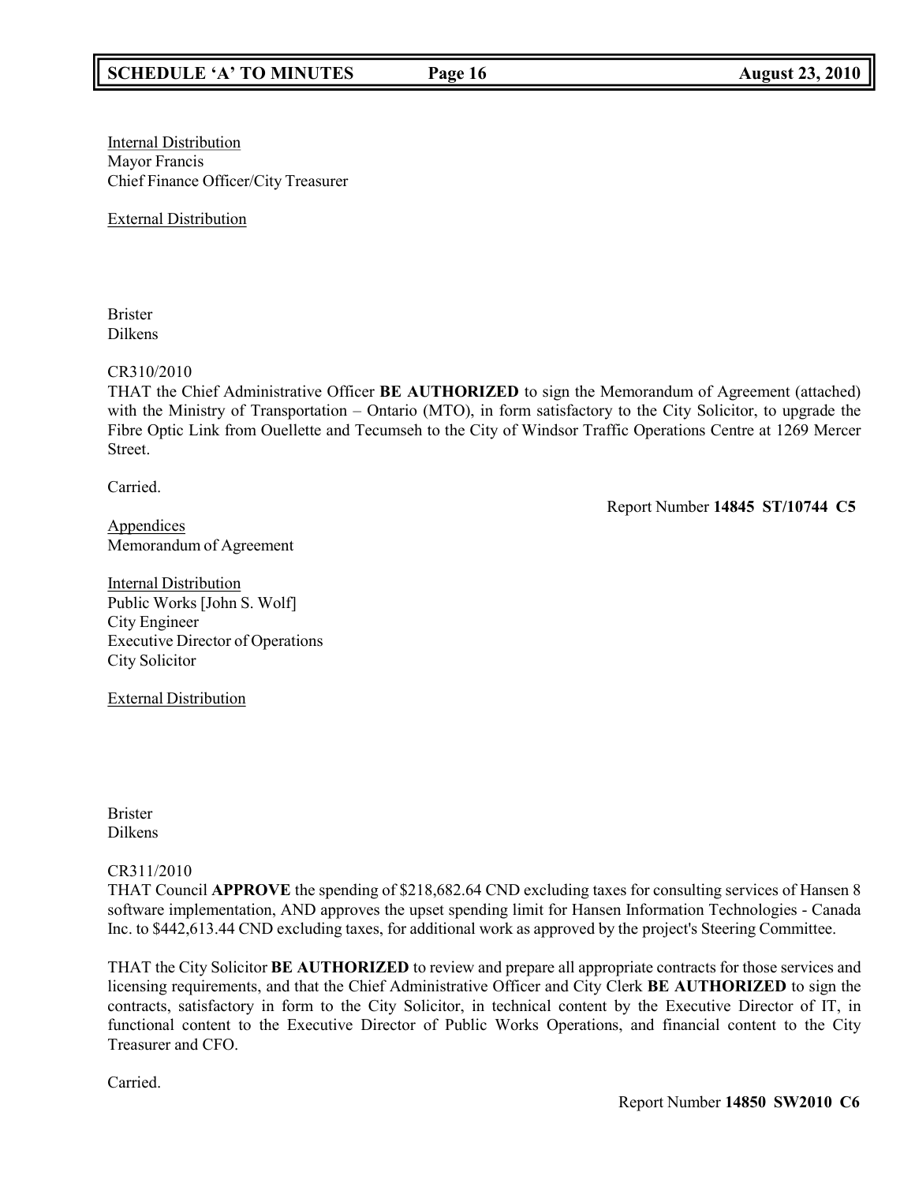Internal Distribution
Mayor Francis
Chief Finance Officer/City Treasurer

External Distribution

Brister
Dilkens

CR310/2010
THAT the Chief Administrative Officer **BE AUTHORIZED** to sign the Memorandum of Agreement (attached) with the Ministry of Transportation – Ontario (MTO), in form satisfactory to the City Solicitor, to upgrade the Fibre Optic Link from Ouellette and Tecumseh to the City of Windsor Traffic Operations Centre at 1269 Mercer Street.

Carried.

Report Number **14845 ST/10744 C5**

Appendices
Memorandum of Agreement

Internal Distribution
Public Works [John S. Wolf]
City Engineer
Executive Director of Operations
City Solicitor

External Distribution

Brister
Dilkens

CR311/2010
THAT Council **APPROVE** the spending of $218,682.64 CND excluding taxes for consulting services of Hansen 8 software implementation, AND approves the upset spending limit for Hansen Information Technologies - Canada Inc. to $442,613.44 CND excluding taxes, for additional work as approved by the project's Steering Committee.

THAT the City Solicitor **BE AUTHORIZED** to review and prepare all appropriate contracts for those services and licensing requirements, and that the Chief Administrative Officer and City Clerk **BE AUTHORIZED** to sign the contracts, satisfactory in form to the City Solicitor, in technical content by the Executive Director of IT, in functional content to the Executive Director of Public Works Operations, and financial content to the City Treasurer and CFO.

Carried.

Report Number **14850 SW2010 C6**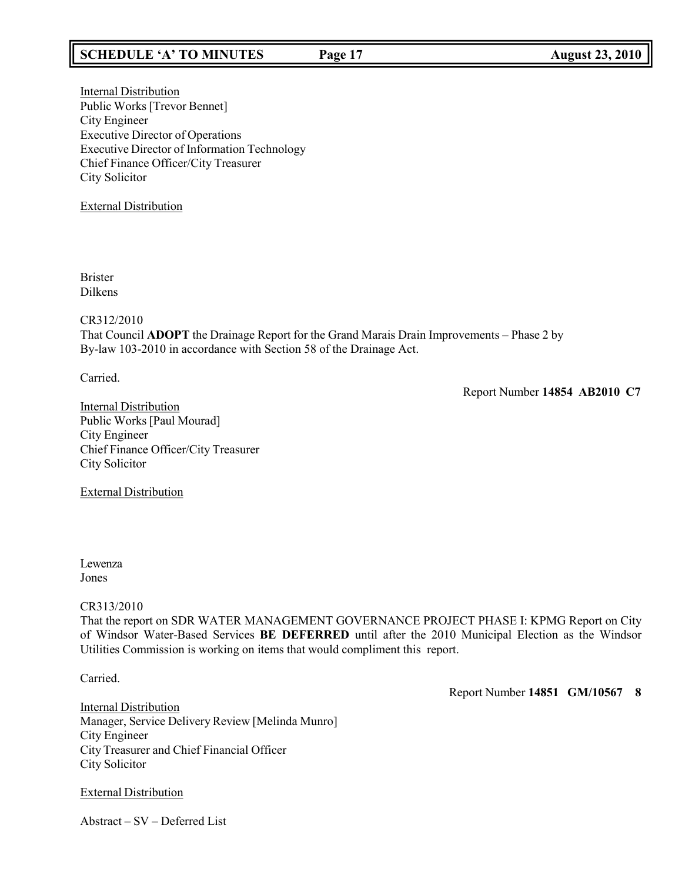Internal Distribution
Public Works [Trevor Bennet]
City Engineer
Executive Director of Operations
Executive Director of Information Technology
Chief Finance Officer/City Treasurer
City Solicitor

External Distribution

Brister
Dilkens

CR312/2010
That Council **ADOPT** the Drainage Report for the Grand Marais Drain Improvements – Phase 2 by By-law 103-2010 in accordance with Section 58 of the Drainage Act.

Carried.

Report Number **14854 AB2010 C7**

Internal Distribution
Public Works [Paul Mourad]
City Engineer
Chief Finance Officer/City Treasurer
City Solicitor

External Distribution

Lewenza
Jones

CR313/2010
That the report on SDR WATER MANAGEMENT GOVERNANCE PROJECT PHASE I: KPMG Report on City of Windsor Water-Based Services **BE DEFERRED** until after the 2010 Municipal Election as the Windsor Utilities Commission is working on items that would compliment this report.

Carried.

Report Number **14851 GM/10567 8**

Internal Distribution
Manager, Service Delivery Review [Melinda Munro]
City Engineer
City Treasurer and Chief Financial Officer
City Solicitor

External Distribution

Abstract – SV – Deferred List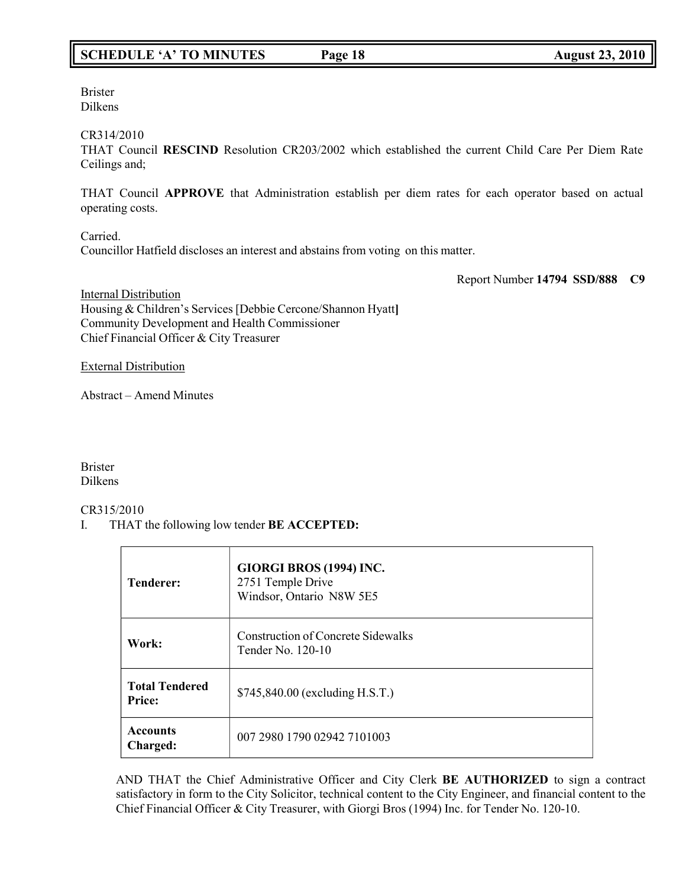Brister
Dilkens

CR314/2010
THAT Council **RESCIND** Resolution CR203/2002 which established the current Child Care Per Diem Rate Ceilings and;

THAT Council **APPROVE** that Administration establish per diem rates for each operator based on actual operating costs.

Carried.
Councillor Hatfield discloses an interest and abstains from voting on this matter.

Report Number **14794 SSD/888 C9**

Internal Distribution
Housing & Children's Services [Debbie Cercone/Shannon Hyatt]
Community Development and Health Commissioner
Chief Financial Officer & City Treasurer

External Distribution

Abstract – Amend Minutes

Brister
Dilkens

CR315/2010
I. THAT the following low tender **BE ACCEPTED:**

| | |
|---|---|
| **Tenderer:** | **GIORGI BROS (1994) INC.**<br>2751 Temple Drive<br>Windsor, Ontario N8W 5E5 |
| **Work:** | Construction of Concrete Sidewalks<br>Tender No. 120-10 |
| **Total Tendered Price:** | $745,840.00 (excluding H.S.T.) |
| **Accounts Charged:** | 007 2980 1790 02942 7101003 |

AND THAT the Chief Administrative Officer and City Clerk **BE AUTHORIZED** to sign a contract satisfactory in form to the City Solicitor, technical content to the City Engineer, and financial content to the Chief Financial Officer & City Treasurer, with Giorgi Bros (1994) Inc. for Tender No. 120-10.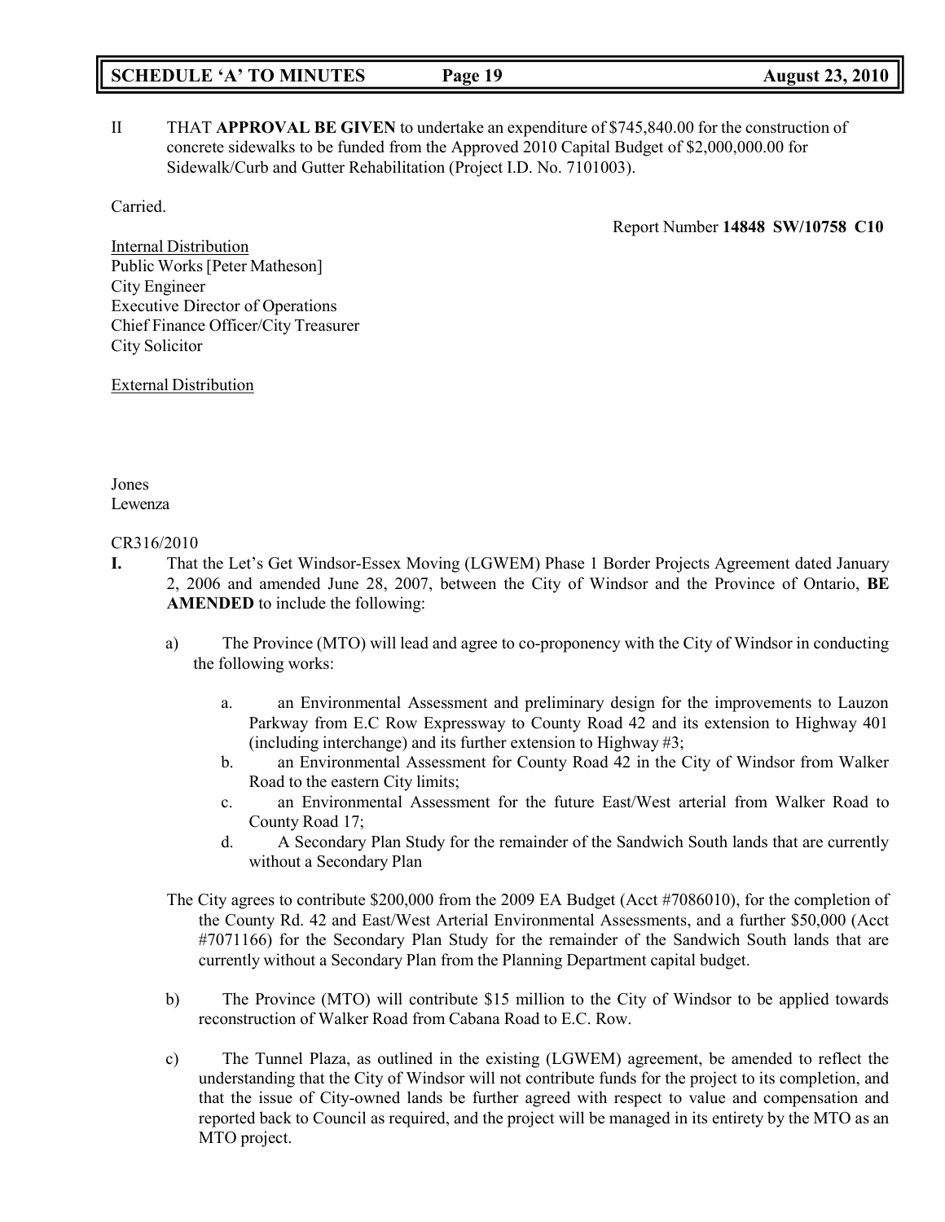II THAT **APPROVAL BE GIVEN** to undertake an expenditure of $745,840.00 for the construction of concrete sidewalks to be funded from the Approved 2010 Capital Budget of $2,000,000.00 for Sidewalk/Curb and Gutter Rehabilitation (Project I.D. No. 7101003).

Carried.

Report Number **14848 SW/10758 C10**

Internal Distribution
Public Works [Peter Matheson]
City Engineer
Executive Director of Operations
Chief Finance Officer/City Treasurer
City Solicitor

External Distribution

Jones
Lewenza

CR316/2010

**I.** That the Let's Get Windsor-Essex Moving (LGWEM) Phase 1 Border Projects Agreement dated January 2, 2006 and amended June 28, 2007, between the City of Windsor and the Province of Ontario, **BE AMENDED** to include the following:

a) The Province (MTO) will lead and agree to co-proponency with the City of Windsor in conducting the following works:

   a. an Environmental Assessment and preliminary design for the improvements to Lauzon Parkway from E.C Row Expressway to County Road 42 and its extension to Highway 401 (including interchange) and its further extension to Highway #3;
   b. an Environmental Assessment for County Road 42 in the City of Windsor from Walker Road to the eastern City limits;
   c. an Environmental Assessment for the future East/West arterial from Walker Road to County Road 17;
   d. A Secondary Plan Study for the remainder of the Sandwich South lands that are currently without a Secondary Plan

The City agrees to contribute $200,000 from the 2009 EA Budget (Acct #7086010), for the completion of the County Rd. 42 and East/West Arterial Environmental Assessments, and a further $50,000 (Acct #7071166) for the Secondary Plan Study for the remainder of the Sandwich South lands that are currently without a Secondary Plan from the Planning Department capital budget.

b) The Province (MTO) will contribute $15 million to the City of Windsor to be applied towards reconstruction of Walker Road from Cabana Road to E.C. Row.

c) The Tunnel Plaza, as outlined in the existing (LGWEM) agreement, be amended to reflect the understanding that the City of Windsor will not contribute funds for the project to its completion, and that the issue of City-owned lands be further agreed with respect to value and compensation and reported back to Council as required, and the project will be managed in its entirety by the MTO as an MTO project.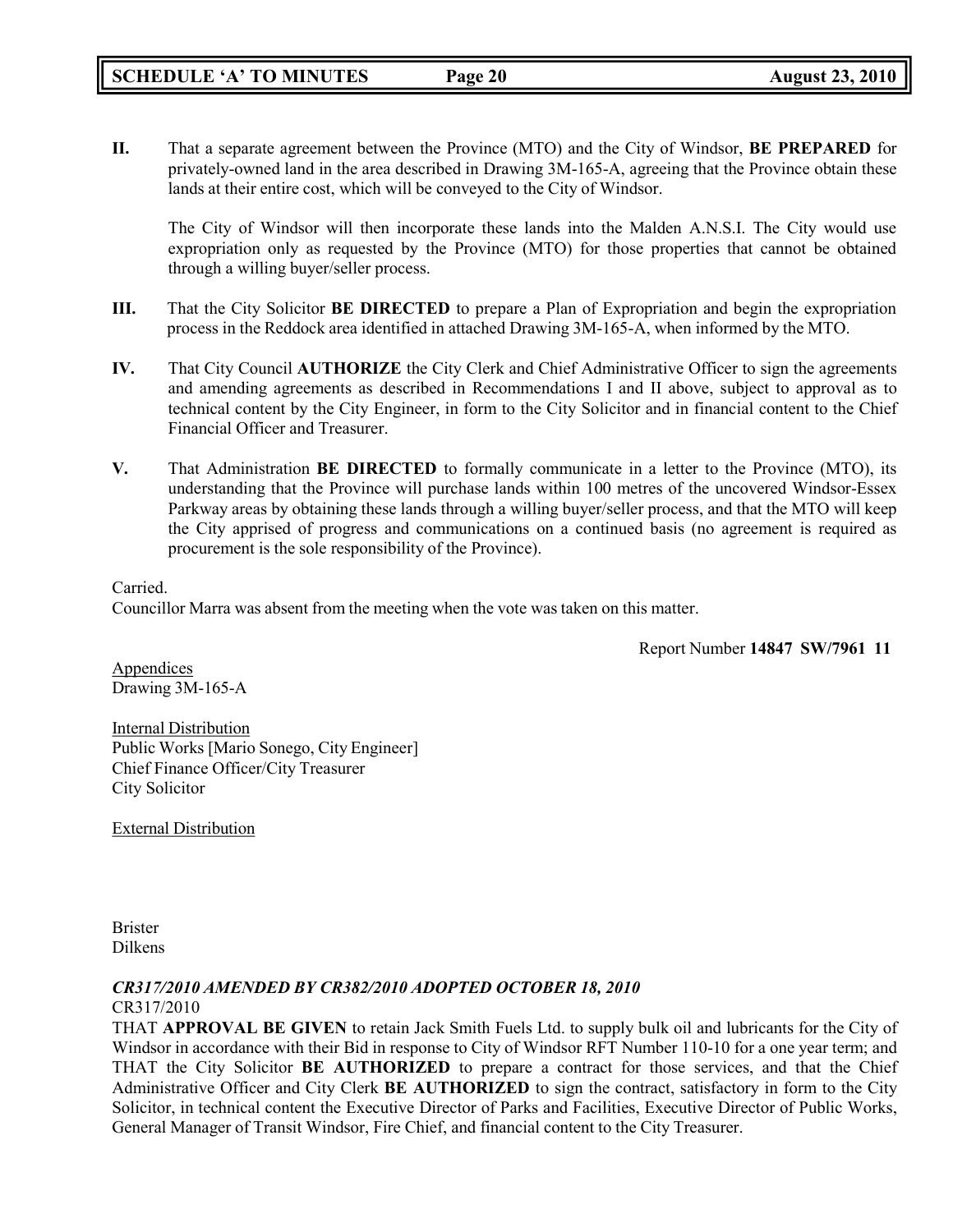**II.** That a separate agreement between the Province (MTO) and the City of Windsor, **BE PREPARED** for privately-owned land in the area described in Drawing 3M-165-A, agreeing that the Province obtain these lands at their entire cost, which will be conveyed to the City of Windsor.

The City of Windsor will then incorporate these lands into the Malden A.N.S.I. The City would use expropriation only as requested by the Province (MTO) for those properties that cannot be obtained through a willing buyer/seller process.

**III.** That the City Solicitor **BE DIRECTED** to prepare a Plan of Expropriation and begin the expropriation process in the Reddock area identified in attached Drawing 3M-165-A, when informed by the MTO.

**IV.** That City Council **AUTHORIZE** the City Clerk and Chief Administrative Officer to sign the agreements and amending agreements as described in Recommendations I and II above, subject to approval as to technical content by the City Engineer, in form to the City Solicitor and in financial content to the Chief Financial Officer and Treasurer.

**V.** That Administration **BE DIRECTED** to formally communicate in a letter to the Province (MTO), its understanding that the Province will purchase lands within 100 metres of the uncovered Windsor-Essex Parkway areas by obtaining these lands through a willing buyer/seller process, and that the MTO will keep the City apprised of progress and communications on a continued basis (no agreement is required as procurement is the sole responsibility of the Province).

Carried.
Councillor Marra was absent from the meeting when the vote was taken on this matter.

Report Number **14847 SW/7961 11**

Appendices
Drawing 3M-165-A

Internal Distribution
Public Works [Mario Sonego, City Engineer]
Chief Finance Officer/City Treasurer
City Solicitor

External Distribution

Brister
Dilkens

***CR317/2010 AMENDED BY CR382/2010 ADOPTED OCTOBER 18, 2010***
CR317/2010
THAT **APPROVAL BE GIVEN** to retain Jack Smith Fuels Ltd. to supply bulk oil and lubricants for the City of Windsor in accordance with their Bid in response to City of Windsor RFT Number 110-10 for a one year term; and THAT the City Solicitor **BE AUTHORIZED** to prepare a contract for those services, and that the Chief Administrative Officer and City Clerk **BE AUTHORIZED** to sign the contract, satisfactory in form to the City Solicitor, in technical content the Executive Director of Parks and Facilities, Executive Director of Public Works, General Manager of Transit Windsor, Fire Chief, and financial content to the City Treasurer.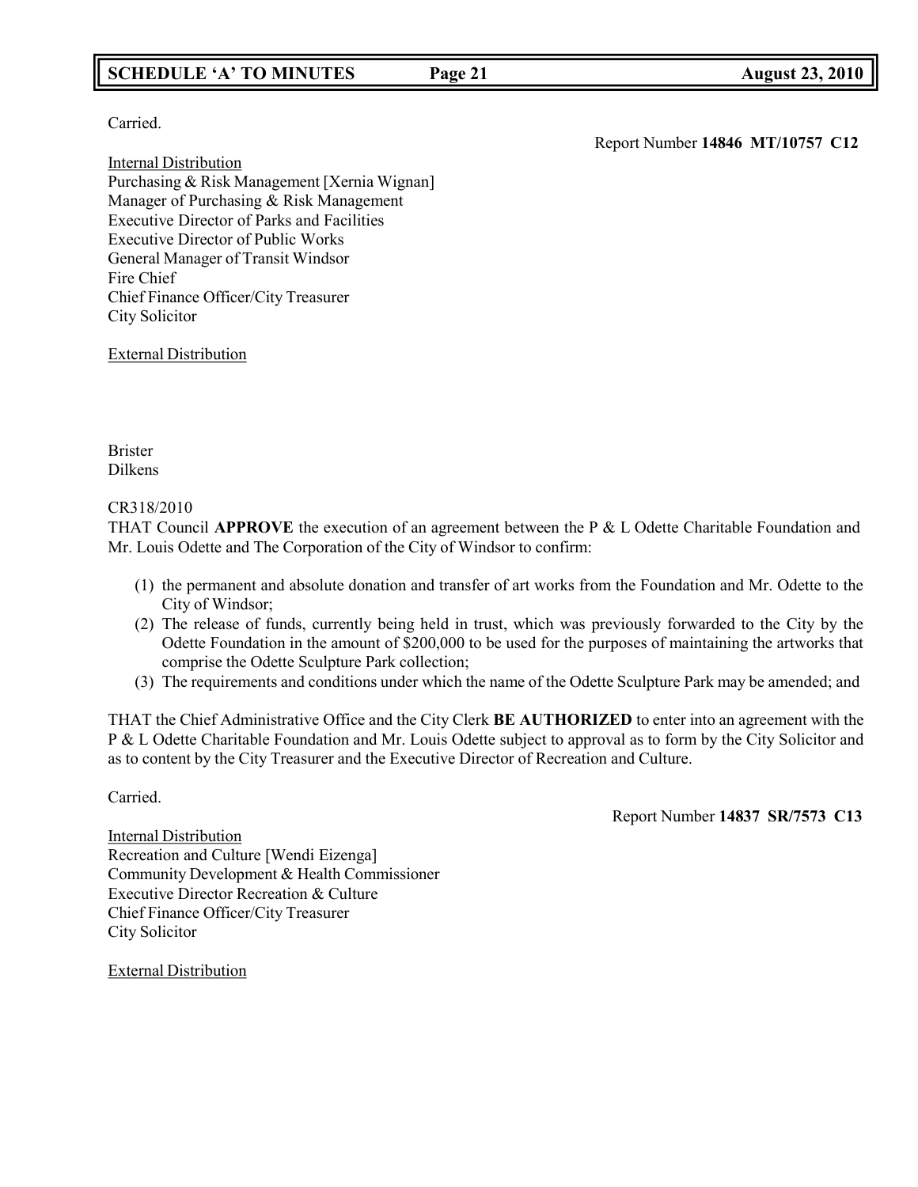Carried.

Report Number **14846 MT/10757 C12**

Internal Distribution
Purchasing & Risk Management [Xernia Wignan]
Manager of Purchasing & Risk Management
Executive Director of Parks and Facilities
Executive Director of Public Works
General Manager of Transit Windsor
Fire Chief
Chief Finance Officer/City Treasurer
City Solicitor

External Distribution

Brister
Dilkens

CR318/2010
THAT Council **APPROVE** the execution of an agreement between the P & L Odette Charitable Foundation and Mr. Louis Odette and The Corporation of the City of Windsor to confirm:

(1) the permanent and absolute donation and transfer of art works from the Foundation and Mr. Odette to the City of Windsor;
(2) The release of funds, currently being held in trust, which was previously forwarded to the City by the Odette Foundation in the amount of $200,000 to be used for the purposes of maintaining the artworks that comprise the Odette Sculpture Park collection;
(3) The requirements and conditions under which the name of the Odette Sculpture Park may be amended; and

THAT the Chief Administrative Office and the City Clerk **BE AUTHORIZED** to enter into an agreement with the P & L Odette Charitable Foundation and Mr. Louis Odette subject to approval as to form by the City Solicitor and as to content by the City Treasurer and the Executive Director of Recreation and Culture.

Carried.

Report Number **14837 SR/7573 C13**

Internal Distribution
Recreation and Culture [Wendi Eizenga]
Community Development & Health Commissioner
Executive Director Recreation & Culture
Chief Finance Officer/City Treasurer
City Solicitor

External Distribution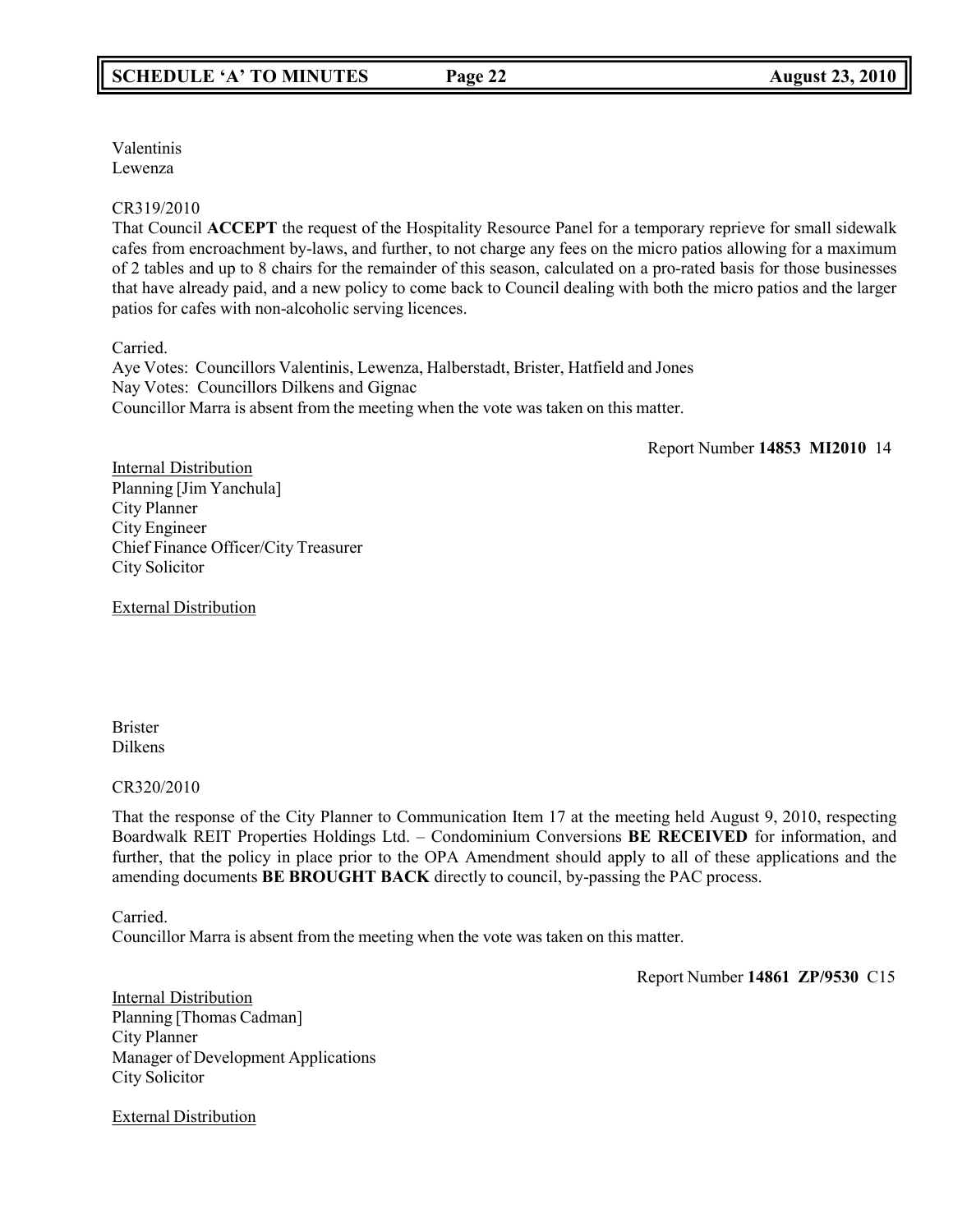Valentinis
Lewenza

CR319/2010
That Council **ACCEPT** the request of the Hospitality Resource Panel for a temporary reprieve for small sidewalk cafes from encroachment by-laws, and further, to not charge any fees on the micro patios allowing for a maximum of 2 tables and up to 8 chairs for the remainder of this season, calculated on a pro-rated basis for those businesses that have already paid, and a new policy to come back to Council dealing with both the micro patios and the larger patios for cafes with non-alcoholic serving licences.

Carried.
Aye Votes: Councillors Valentinis, Lewenza, Halberstadt, Brister, Hatfield and Jones
Nay Votes: Councillors Dilkens and Gignac
Councillor Marra is absent from the meeting when the vote was taken on this matter.

Report Number **14853 MI2010** 14

Internal Distribution
Planning [Jim Yanchula]
City Planner
City Engineer
Chief Finance Officer/City Treasurer
City Solicitor

External Distribution

Brister
Dilkens

CR320/2010

That the response of the City Planner to Communication Item 17 at the meeting held August 9, 2010, respecting Boardwalk REIT Properties Holdings Ltd. – Condominium Conversions **BE RECEIVED** for information, and further, that the policy in place prior to the OPA Amendment should apply to all of these applications and the amending documents **BE BROUGHT BACK** directly to council, by-passing the PAC process.

Carried.
Councillor Marra is absent from the meeting when the vote was taken on this matter.

Report Number **14861 ZP/9530** C15

Internal Distribution
Planning [Thomas Cadman]
City Planner
Manager of Development Applications
City Solicitor

External Distribution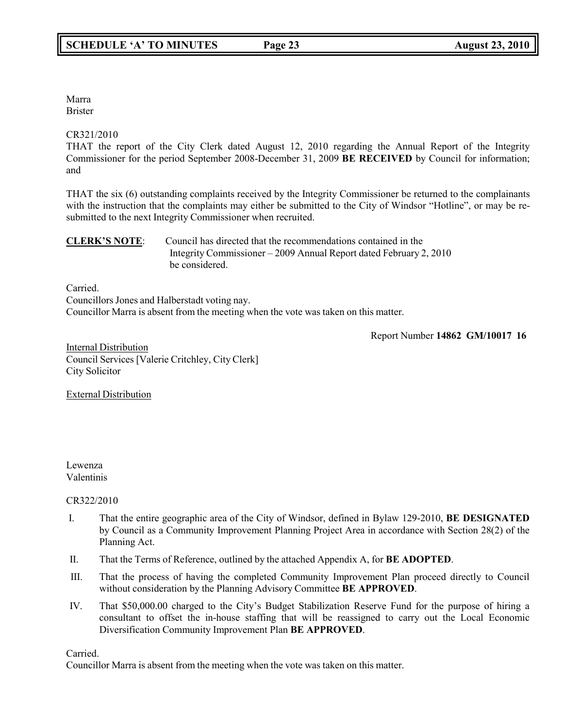Marra
Brister

CR321/2010
THAT the report of the City Clerk dated August 12, 2010 regarding the Annual Report of the Integrity Commissioner for the period September 2008-December 31, 2009 **BE RECEIVED** by Council for information; and

THAT the six (6) outstanding complaints received by the Integrity Commissioner be returned to the complainants with the instruction that the complaints may either be submitted to the City of Windsor "Hotline", or may be re-submitted to the next Integrity Commissioner when recruited.

**CLERK'S NOTE**: Council has directed that the recommendations contained in the Integrity Commissioner – 2009 Annual Report dated February 2, 2010 be considered.

Carried.
Councillors Jones and Halberstadt voting nay.
Councillor Marra is absent from the meeting when the vote was taken on this matter.

Report Number **14862 GM/10017 16**

Internal Distribution
Council Services [Valerie Critchley, City Clerk]
City Solicitor

External Distribution

Lewenza
Valentinis

CR322/2010

I. That the entire geographic area of the City of Windsor, defined in Bylaw 129-2010, **BE DESIGNATED** by Council as a Community Improvement Planning Project Area in accordance with Section 28(2) of the Planning Act.

II. That the Terms of Reference, outlined by the attached Appendix A, for **BE ADOPTED**.

III. That the process of having the completed Community Improvement Plan proceed directly to Council without consideration by the Planning Advisory Committee **BE APPROVED**.

IV. That $50,000.00 charged to the City's Budget Stabilization Reserve Fund for the purpose of hiring a consultant to offset the in-house staffing that will be reassigned to carry out the Local Economic Diversification Community Improvement Plan **BE APPROVED**.

Carried.
Councillor Marra is absent from the meeting when the vote was taken on this matter.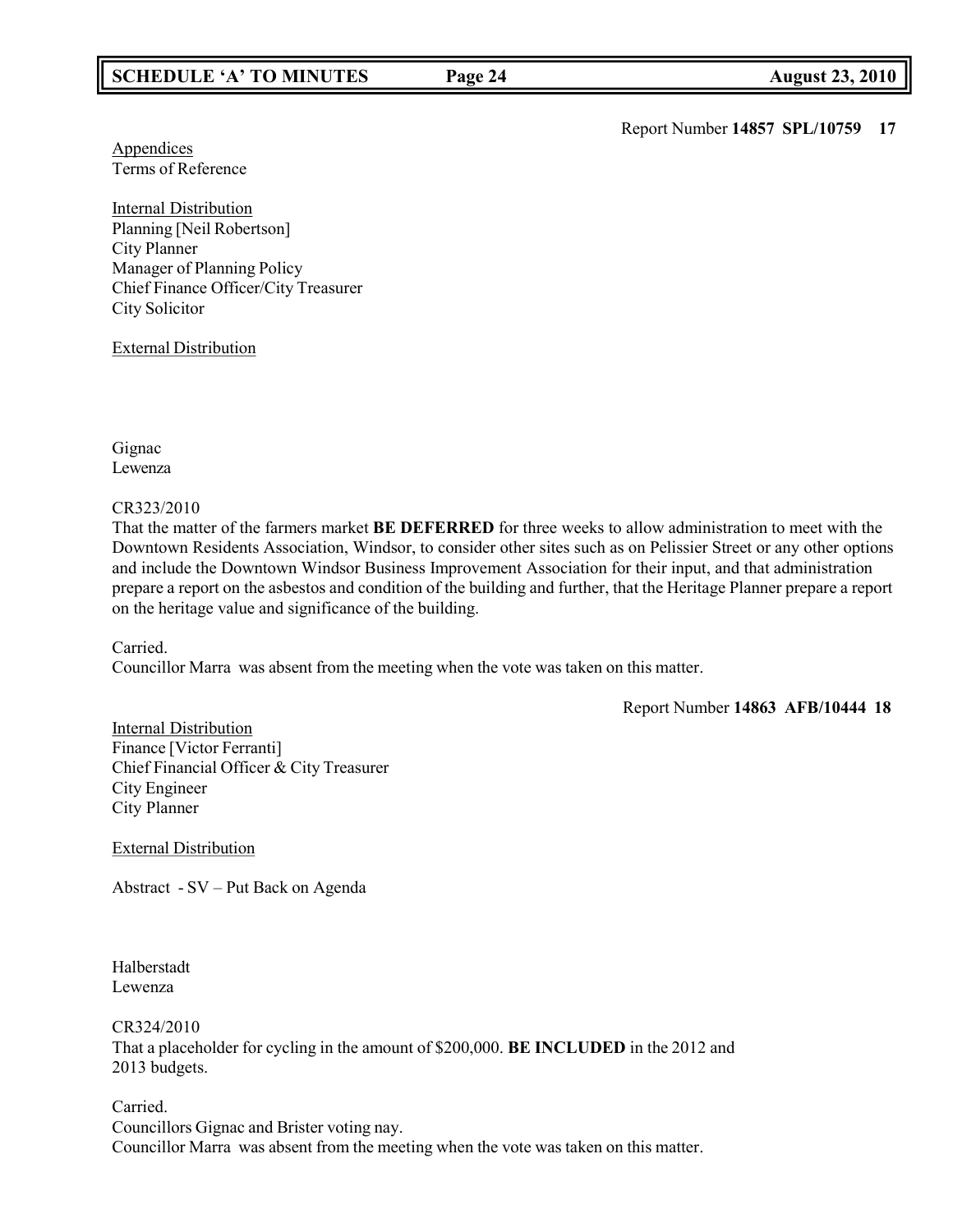Report Number **14857 SPL/10759 17**

Appendices
Terms of Reference

Internal Distribution
Planning [Neil Robertson]
City Planner
Manager of Planning Policy
Chief Finance Officer/City Treasurer
City Solicitor

External Distribution

Gignac
Lewenza

CR323/2010
That the matter of the farmers market **BE DEFERRED** for three weeks to allow administration to meet with the Downtown Residents Association, Windsor, to consider other sites such as on Pelissier Street or any other options and include the Downtown Windsor Business Improvement Association for their input, and that administration prepare a report on the asbestos and condition of the building and further, that the Heritage Planner prepare a report on the heritage value and significance of the building.

Carried.
Councillor Marra was absent from the meeting when the vote was taken on this matter.

Report Number **14863 AFB/10444 18**

Internal Distribution
Finance [Victor Ferranti]
Chief Financial Officer & City Treasurer
City Engineer
City Planner

External Distribution

Abstract - SV – Put Back on Agenda

Halberstadt
Lewenza

CR324/2010
That a placeholder for cycling in the amount of $200,000. **BE INCLUDED** in the 2012 and 2013 budgets.

Carried.
Councillors Gignac and Brister voting nay.
Councillor Marra was absent from the meeting when the vote was taken on this matter.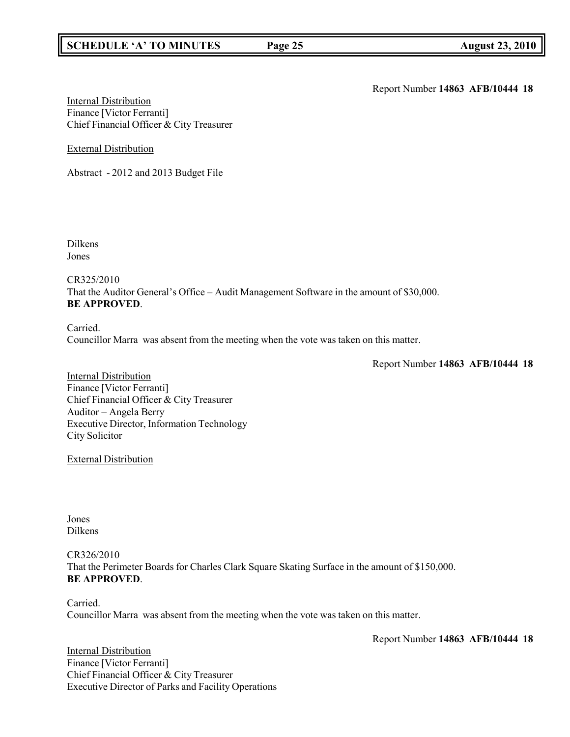Report Number **14863 AFB/10444 18**

Internal Distribution
Finance [Victor Ferranti]
Chief Financial Officer & City Treasurer

External Distribution

Abstract - 2012 and 2013 Budget File

Dilkens
Jones

CR325/2010
That the Auditor General's Office – Audit Management Software in the amount of $30,000.
**BE APPROVED**.

Carried.
Councillor Marra was absent from the meeting when the vote was taken on this matter.

Report Number **14863 AFB/10444 18**

Internal Distribution
Finance [Victor Ferranti]
Chief Financial Officer & City Treasurer
Auditor – Angela Berry
Executive Director, Information Technology
City Solicitor

External Distribution

Jones
Dilkens

CR326/2010
That the Perimeter Boards for Charles Clark Square Skating Surface in the amount of $150,000.
**BE APPROVED**.

Carried.
Councillor Marra was absent from the meeting when the vote was taken on this matter.

Report Number **14863 AFB/10444 18**

Internal Distribution
Finance [Victor Ferranti]
Chief Financial Officer & City Treasurer
Executive Director of Parks and Facility Operations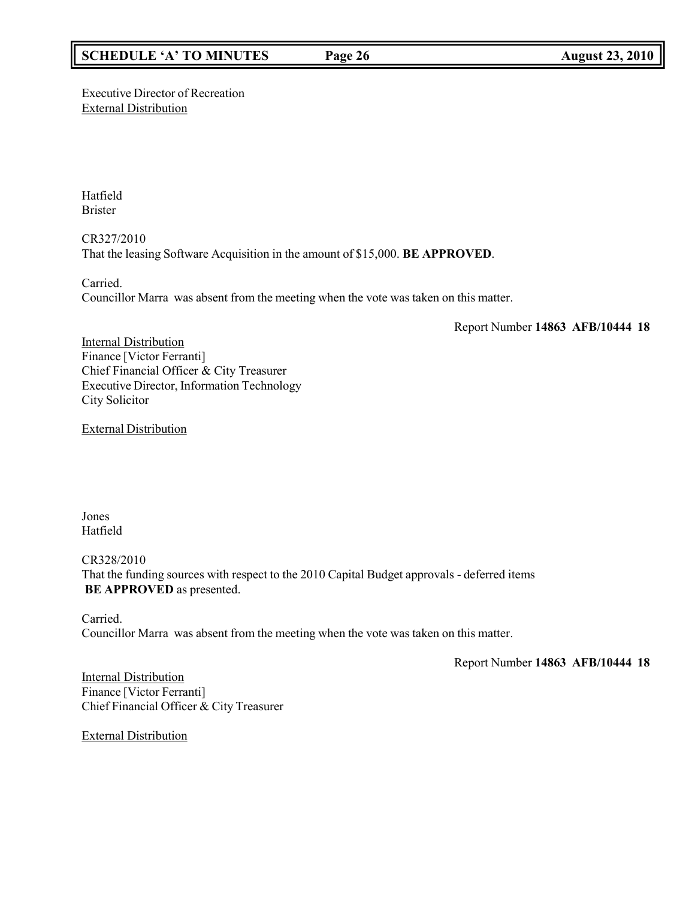Executive Director of Recreation
External Distribution

Hatfield
Brister

CR327/2010
That the leasing Software Acquisition in the amount of $15,000. **BE APPROVED**.

Carried.
Councillor Marra was absent from the meeting when the vote was taken on this matter.

Report Number **14863 AFB/10444 18**

Internal Distribution
Finance [Victor Ferranti]
Chief Financial Officer & City Treasurer
Executive Director, Information Technology
City Solicitor

External Distribution

Jones
Hatfield

CR328/2010
That the funding sources with respect to the 2010 Capital Budget approvals - deferred items **BE APPROVED** as presented.

Carried.
Councillor Marra was absent from the meeting when the vote was taken on this matter.

Report Number **14863 AFB/10444 18**

Internal Distribution
Finance [Victor Ferranti]
Chief Financial Officer & City Treasurer

External Distribution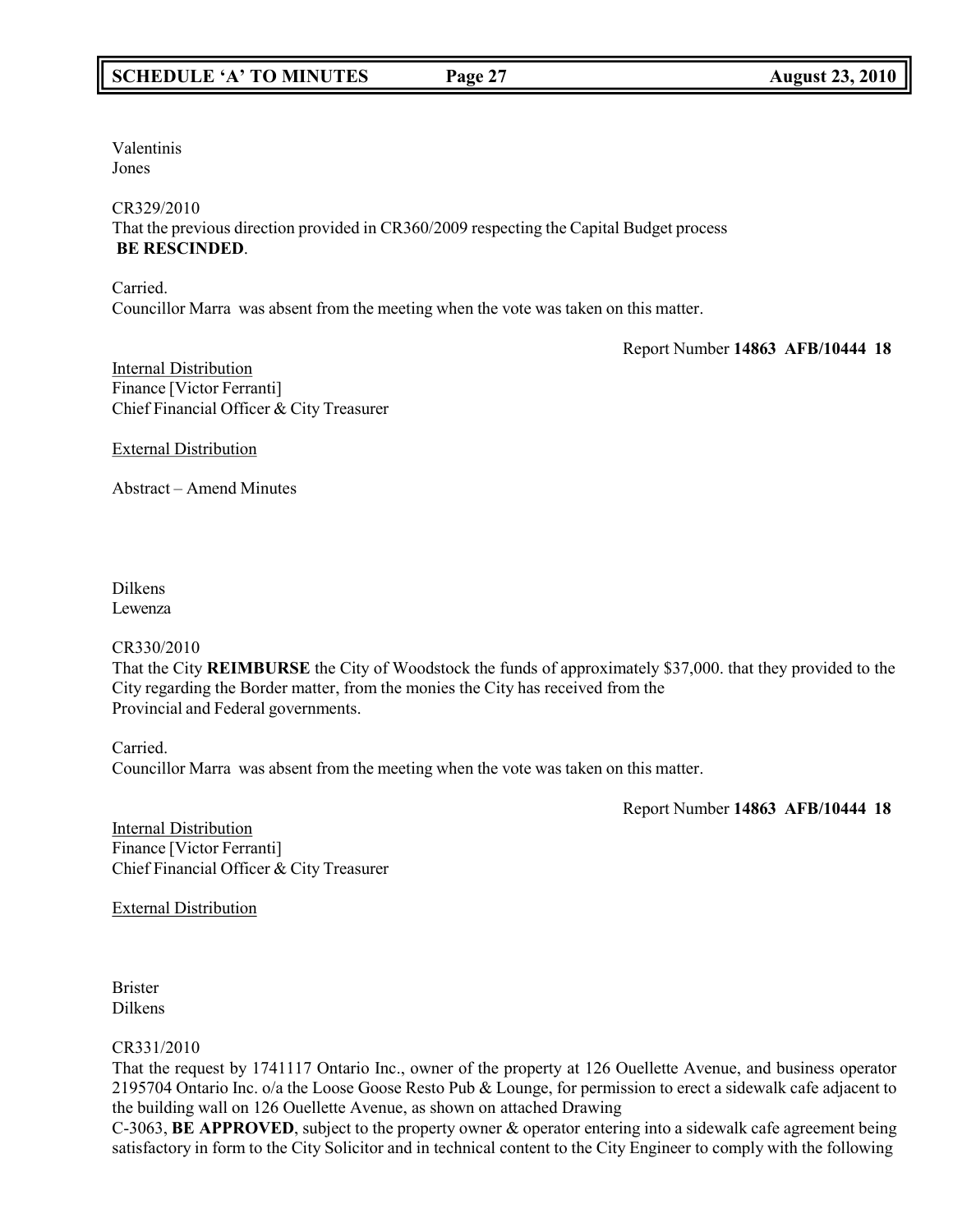Valentinis
Jones

CR329/2010
That the previous direction provided in CR360/2009 respecting the Capital Budget process **BE RESCINDED**.

Carried.
Councillor Marra was absent from the meeting when the vote was taken on this matter.

Report Number **14863 AFB/10444 18**

Internal Distribution
Finance [Victor Ferranti]
Chief Financial Officer & City Treasurer

External Distribution

Abstract – Amend Minutes

Dilkens
Lewenza

CR330/2010
That the City **REIMBURSE** the City of Woodstock the funds of approximately $37,000. that they provided to the City regarding the Border matter, from the monies the City has received from the Provincial and Federal governments.

Carried.
Councillor Marra was absent from the meeting when the vote was taken on this matter.

Report Number **14863 AFB/10444 18**

Internal Distribution
Finance [Victor Ferranti]
Chief Financial Officer & City Treasurer

External Distribution

Brister
Dilkens

CR331/2010
That the request by 1741117 Ontario Inc., owner of the property at 126 Ouellette Avenue, and business operator 2195704 Ontario Inc. o/a the Loose Goose Resto Pub & Lounge, for permission to erect a sidewalk cafe adjacent to the building wall on 126 Ouellette Avenue, as shown on attached Drawing C-3063, **BE APPROVED**, subject to the property owner & operator entering into a sidewalk cafe agreement being satisfactory in form to the City Solicitor and in technical content to the City Engineer to comply with the following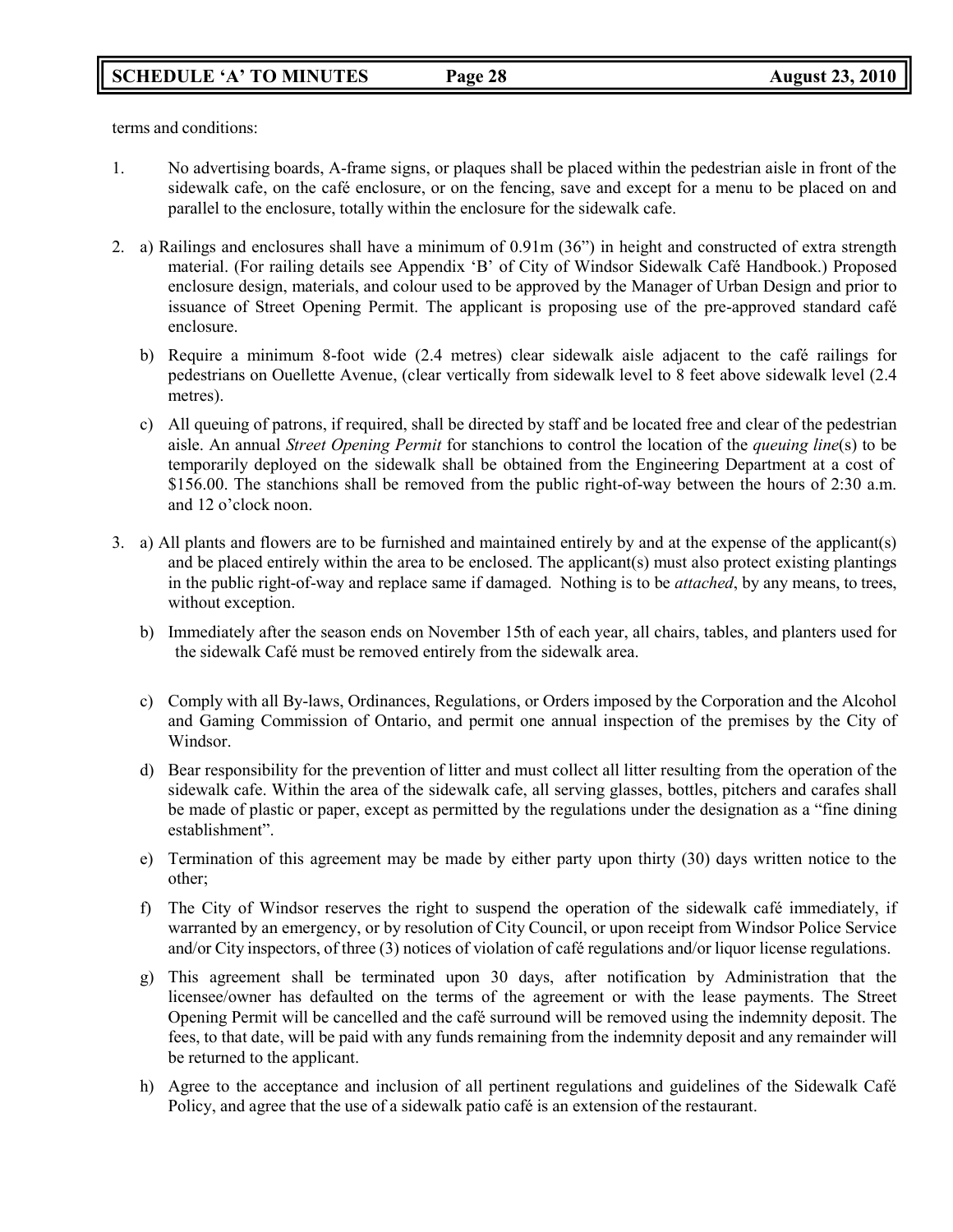terms and conditions:

1. No advertising boards, A-frame signs, or plaques shall be placed within the pedestrian aisle in front of the sidewalk cafe, on the café enclosure, or on the fencing, save and except for a menu to be placed on and parallel to the enclosure, totally within the enclosure for the sidewalk cafe.

2. a) Railings and enclosures shall have a minimum of 0.91m (36") in height and constructed of extra strength material. (For railing details see Appendix 'B' of City of Windsor Sidewalk Café Handbook.) Proposed enclosure design, materials, and colour used to be approved by the Manager of Urban Design and prior to issuance of Street Opening Permit. The applicant is proposing use of the pre-approved standard café enclosure.

   b) Require a minimum 8-foot wide (2.4 metres) clear sidewalk aisle adjacent to the café railings for pedestrians on Ouellette Avenue, (clear vertically from sidewalk level to 8 feet above sidewalk level (2.4 metres).

   c) All queuing of patrons, if required, shall be directed by staff and be located free and clear of the pedestrian aisle. An annual *Street Opening Permit* for stanchions to control the location of the *queuing line*(s) to be temporarily deployed on the sidewalk shall be obtained from the Engineering Department at a cost of $156.00. The stanchions shall be removed from the public right-of-way between the hours of 2:30 a.m. and 12 o'clock noon.

3. a) All plants and flowers are to be furnished and maintained entirely by and at the expense of the applicant(s) and be placed entirely within the area to be enclosed. The applicant(s) must also protect existing plantings in the public right-of-way and replace same if damaged. Nothing is to be *attached*, by any means, to trees, without exception.

   b) Immediately after the season ends on November 15th of each year, all chairs, tables, and planters used for the sidewalk Café must be removed entirely from the sidewalk area.

   c) Comply with all By-laws, Ordinances, Regulations, or Orders imposed by the Corporation and the Alcohol and Gaming Commission of Ontario, and permit one annual inspection of the premises by the City of Windsor.

   d) Bear responsibility for the prevention of litter and must collect all litter resulting from the operation of the sidewalk cafe. Within the area of the sidewalk cafe, all serving glasses, bottles, pitchers and carafes shall be made of plastic or paper, except as permitted by the regulations under the designation as a "fine dining establishment".

   e) Termination of this agreement may be made by either party upon thirty (30) days written notice to the other;

   f) The City of Windsor reserves the right to suspend the operation of the sidewalk café immediately, if warranted by an emergency, or by resolution of City Council, or upon receipt from Windsor Police Service and/or City inspectors, of three (3) notices of violation of café regulations and/or liquor license regulations.

   g) This agreement shall be terminated upon 30 days, after notification by Administration that the licensee/owner has defaulted on the terms of the agreement or with the lease payments. The Street Opening Permit will be cancelled and the café surround will be removed using the indemnity deposit. The fees, to that date, will be paid with any funds remaining from the indemnity deposit and any remainder will be returned to the applicant.

   h) Agree to the acceptance and inclusion of all pertinent regulations and guidelines of the Sidewalk Café Policy, and agree that the use of a sidewalk patio café is an extension of the restaurant.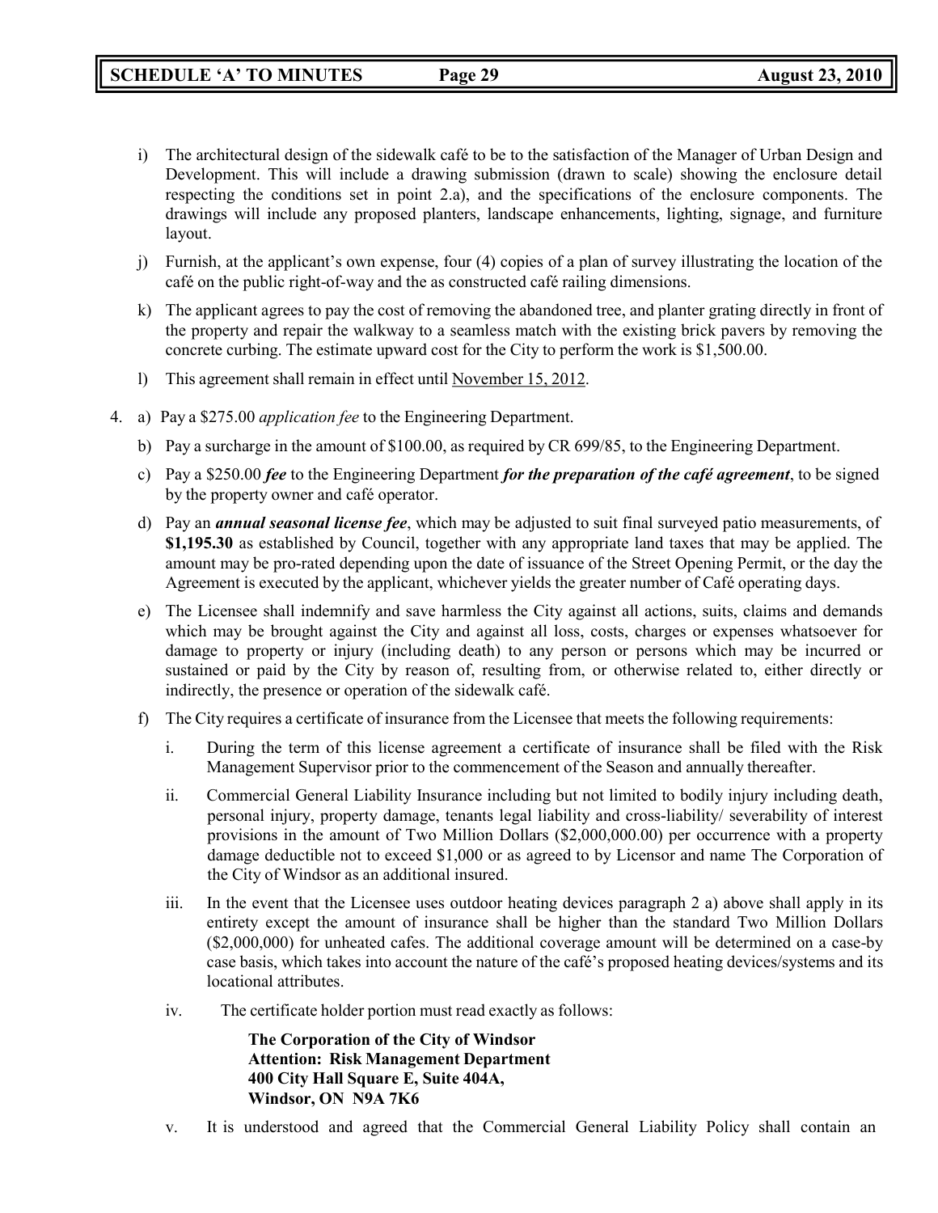i) The architectural design of the sidewalk café to be to the satisfaction of the Manager of Urban Design and Development. This will include a drawing submission (drawn to scale) showing the enclosure detail respecting the conditions set in point 2.a), and the specifications of the enclosure components. The drawings will include any proposed planters, landscape enhancements, lighting, signage, and furniture layout.

j) Furnish, at the applicant's own expense, four (4) copies of a plan of survey illustrating the location of the café on the public right-of-way and the as constructed café railing dimensions.

k) The applicant agrees to pay the cost of removing the abandoned tree, and planter grating directly in front of the property and repair the walkway to a seamless match with the existing brick pavers by removing the concrete curbing. The estimate upward cost for the City to perform the work is $1,500.00.

l) This agreement shall remain in effect until November 15, 2012.

4. a) Pay a $275.00 *application fee* to the Engineering Department.

   b) Pay a surcharge in the amount of $100.00, as required by CR 699/85, to the Engineering Department.

   c) Pay a $250.00 ***fee*** to the Engineering Department ***for the preparation of the café agreement***, to be signed by the property owner and café operator.

   d) Pay an ***annual seasonal license fee***, which may be adjusted to suit final surveyed patio measurements, of **$1,195.30** as established by Council, together with any appropriate land taxes that may be applied. The amount may be pro-rated depending upon the date of issuance of the Street Opening Permit, or the day the Agreement is executed by the applicant, whichever yields the greater number of Café operating days.

   e) The Licensee shall indemnify and save harmless the City against all actions, suits, claims and demands which may be brought against the City and against all loss, costs, charges or expenses whatsoever for damage to property or injury (including death) to any person or persons which may be incurred or sustained or paid by the City by reason of, resulting from, or otherwise related to, either directly or indirectly, the presence or operation of the sidewalk café.

   f) The City requires a certificate of insurance from the Licensee that meets the following requirements:

      i. During the term of this license agreement a certificate of insurance shall be filed with the Risk Management Supervisor prior to the commencement of the Season and annually thereafter.

      ii. Commercial General Liability Insurance including but not limited to bodily injury including death, personal injury, property damage, tenants legal liability and cross-liability/ severability of interest provisions in the amount of Two Million Dollars ($2,000,000.00) per occurrence with a property damage deductible not to exceed $1,000 or as agreed to by Licensor and name The Corporation of the City of Windsor as an additional insured.

      iii. In the event that the Licensee uses outdoor heating devices paragraph 2 a) above shall apply in its entirety except the amount of insurance shall be higher than the standard Two Million Dollars ($2,000,000) for unheated cafes. The additional coverage amount will be determined on a case-by case basis, which takes into account the nature of the café's proposed heating devices/systems and its locational attributes.

      iv. The certificate holder portion must read exactly as follows:

         **The Corporation of the City of Windsor**
         **Attention: Risk Management Department**
         **400 City Hall Square E, Suite 404A,**
         **Windsor, ON N9A 7K6**

      v. It is understood and agreed that the Commercial General Liability Policy shall contain an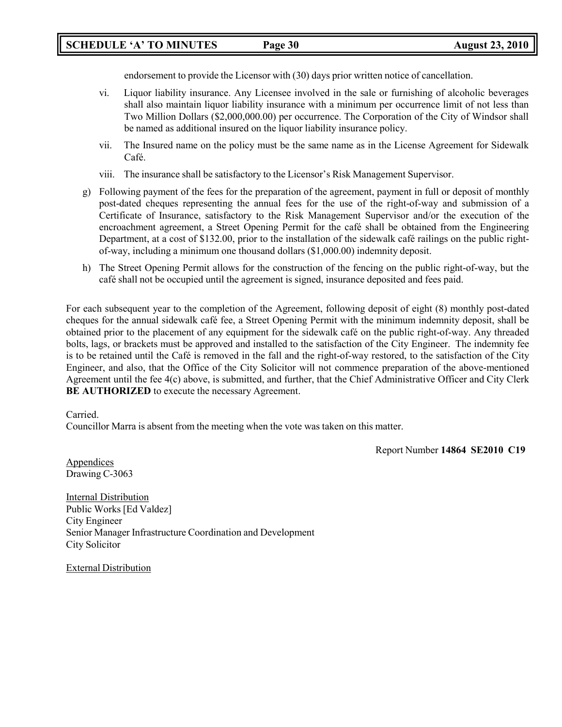endorsement to provide the Licensor with (30) days prior written notice of cancellation.

vi. Liquor liability insurance. Any Licensee involved in the sale or furnishing of alcoholic beverages shall also maintain liquor liability insurance with a minimum per occurrence limit of not less than Two Million Dollars ($2,000,000.00) per occurrence. The Corporation of the City of Windsor shall be named as additional insured on the liquor liability insurance policy.

vii. The Insured name on the policy must be the same name as in the License Agreement for Sidewalk Café.

viii. The insurance shall be satisfactory to the Licensor's Risk Management Supervisor.

g) Following payment of the fees for the preparation of the agreement, payment in full or deposit of monthly post-dated cheques representing the annual fees for the use of the right-of-way and submission of a Certificate of Insurance, satisfactory to the Risk Management Supervisor and/or the execution of the encroachment agreement, a Street Opening Permit for the café shall be obtained from the Engineering Department, at a cost of $132.00, prior to the installation of the sidewalk café railings on the public right-of-way, including a minimum one thousand dollars ($1,000.00) indemnity deposit.

h) The Street Opening Permit allows for the construction of the fencing on the public right-of-way, but the café shall not be occupied until the agreement is signed, insurance deposited and fees paid.

For each subsequent year to the completion of the Agreement, following deposit of eight (8) monthly post-dated cheques for the annual sidewalk café fee, a Street Opening Permit with the minimum indemnity deposit, shall be obtained prior to the placement of any equipment for the sidewalk café on the public right-of-way. Any threaded bolts, lags, or brackets must be approved and installed to the satisfaction of the City Engineer. The indemnity fee is to be retained until the Café is removed in the fall and the right-of-way restored, to the satisfaction of the City Engineer, and also, that the Office of the City Solicitor will not commence preparation of the above-mentioned Agreement until the fee 4(c) above, is submitted, and further, that the Chief Administrative Officer and City Clerk **BE AUTHORIZED** to execute the necessary Agreement.

Carried.
Councillor Marra is absent from the meeting when the vote was taken on this matter.

Report Number **14864 SE2010 C19**

Appendices
Drawing C-3063

Internal Distribution
Public Works [Ed Valdez]
City Engineer
Senior Manager Infrastructure Coordination and Development
City Solicitor

External Distribution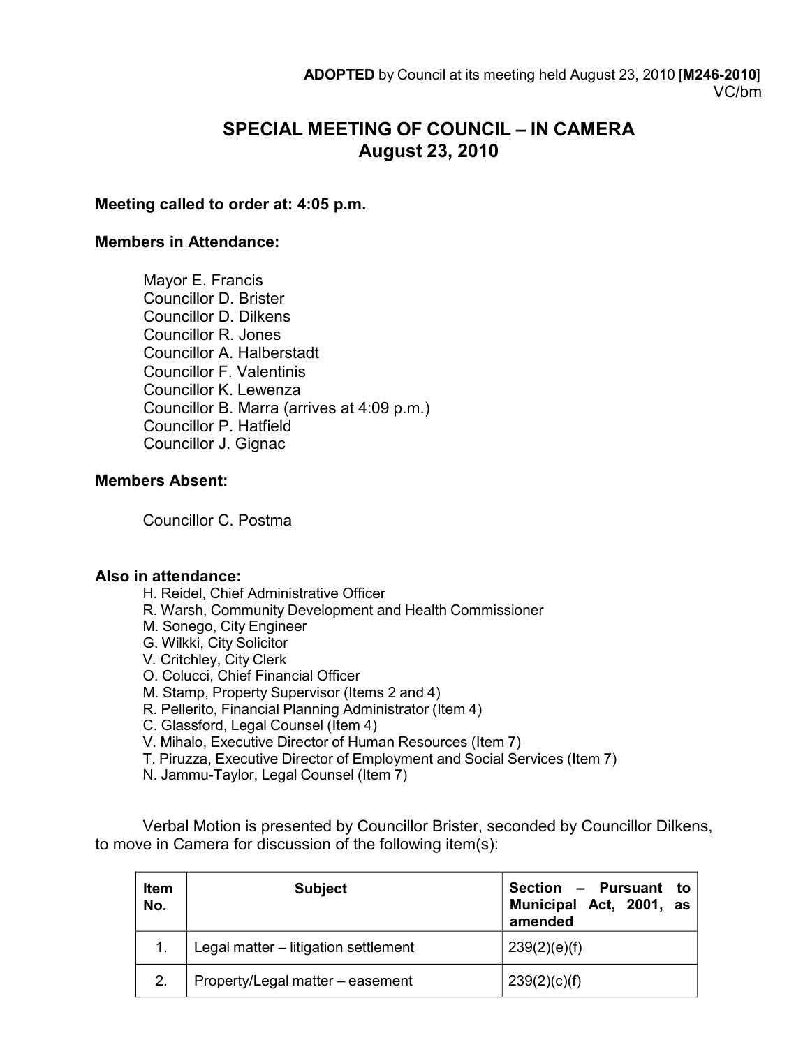**ADOPTED** by Council at its meeting held August 23, 2010 [**M246-2010**]
VC/bm

# SPECIAL MEETING OF COUNCIL – IN CAMERA
## August 23, 2010

**Meeting called to order at: 4:05 p.m.**

**Members in Attendance:**

Mayor E. Francis
Councillor D. Brister
Councillor D. Dilkens
Councillor R. Jones
Councillor A. Halberstadt
Councillor F. Valentinis
Councillor K. Lewenza
Councillor B. Marra (arrives at 4:09 p.m.)
Councillor P. Hatfield
Councillor J. Gignac

**Members Absent:**

Councillor C. Postma

**Also in attendance:**

H. Reidel, Chief Administrative Officer
R. Warsh, Community Development and Health Commissioner
M. Sonego, City Engineer
G. Wilkki, City Solicitor
V. Critchley, City Clerk
O. Colucci, Chief Financial Officer
M. Stamp, Property Supervisor (Items 2 and 4)
R. Pellerito, Financial Planning Administrator (Item 4)
C. Glassford, Legal Counsel (Item 4)
V. Mihalo, Executive Director of Human Resources (Item 7)
T. Piruzza, Executive Director of Employment and Social Services (Item 7)
N. Jammu-Taylor, Legal Counsel (Item 7)

Verbal Motion is presented by Councillor Brister, seconded by Councillor Dilkens, to move in Camera for discussion of the following item(s):

| Item No. | Subject | Section – Pursuant to Municipal Act, 2001, as amended |
|---|---|---|
| 1. | Legal matter – litigation settlement | 239(2)(e)(f) |
| 2. | Property/Legal matter – easement | 239(2)(c)(f) |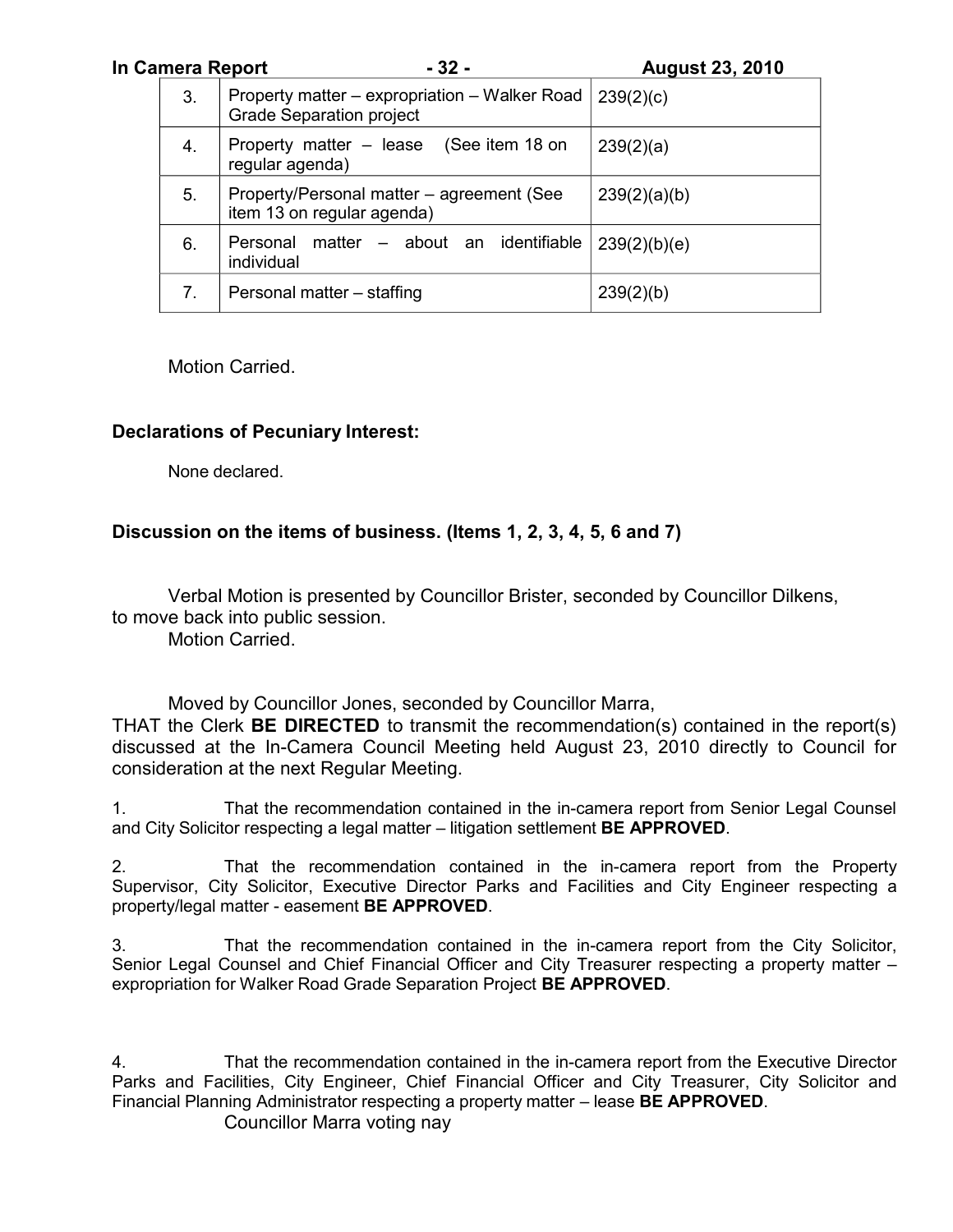| 3. | Property matter – expropriation – Walker Road Grade Separation project | 239(2)(c) |
|---|---|---|
| 4. | Property matter – lease (See item 18 on regular agenda) | 239(2)(a) |
| 5. | Property/Personal matter – agreement (See item 13 on regular agenda) | 239(2)(a)(b) |
| 6. | Personal matter – about an identifiable individual | 239(2)(b)(e) |
| 7. | Personal matter – staffing | 239(2)(b) |

Motion Carried.

**Declarations of Pecuniary Interest:**

None declared.

**Discussion on the items of business. (Items 1, 2, 3, 4, 5, 6 and 7)**

Verbal Motion is presented by Councillor Brister, seconded by Councillor Dilkens, to move back into public session.
Motion Carried.

Moved by Councillor Jones, seconded by Councillor Marra,
THAT the Clerk **BE DIRECTED** to transmit the recommendation(s) contained in the report(s) discussed at the In-Camera Council Meeting held August 23, 2010 directly to Council for consideration at the next Regular Meeting.

1. That the recommendation contained in the in-camera report from Senior Legal Counsel and City Solicitor respecting a legal matter – litigation settlement **BE APPROVED**.

2. That the recommendation contained in the in-camera report from the Property Supervisor, City Solicitor, Executive Director Parks and Facilities and City Engineer respecting a property/legal matter - easement **BE APPROVED**.

3. That the recommendation contained in the in-camera report from the City Solicitor, Senior Legal Counsel and Chief Financial Officer and City Treasurer respecting a property matter – expropriation for Walker Road Grade Separation Project **BE APPROVED**.

4. That the recommendation contained in the in-camera report from the Executive Director Parks and Facilities, City Engineer, Chief Financial Officer and City Treasurer, City Solicitor and Financial Planning Administrator respecting a property matter – lease **BE APPROVED**.
Councillor Marra voting nay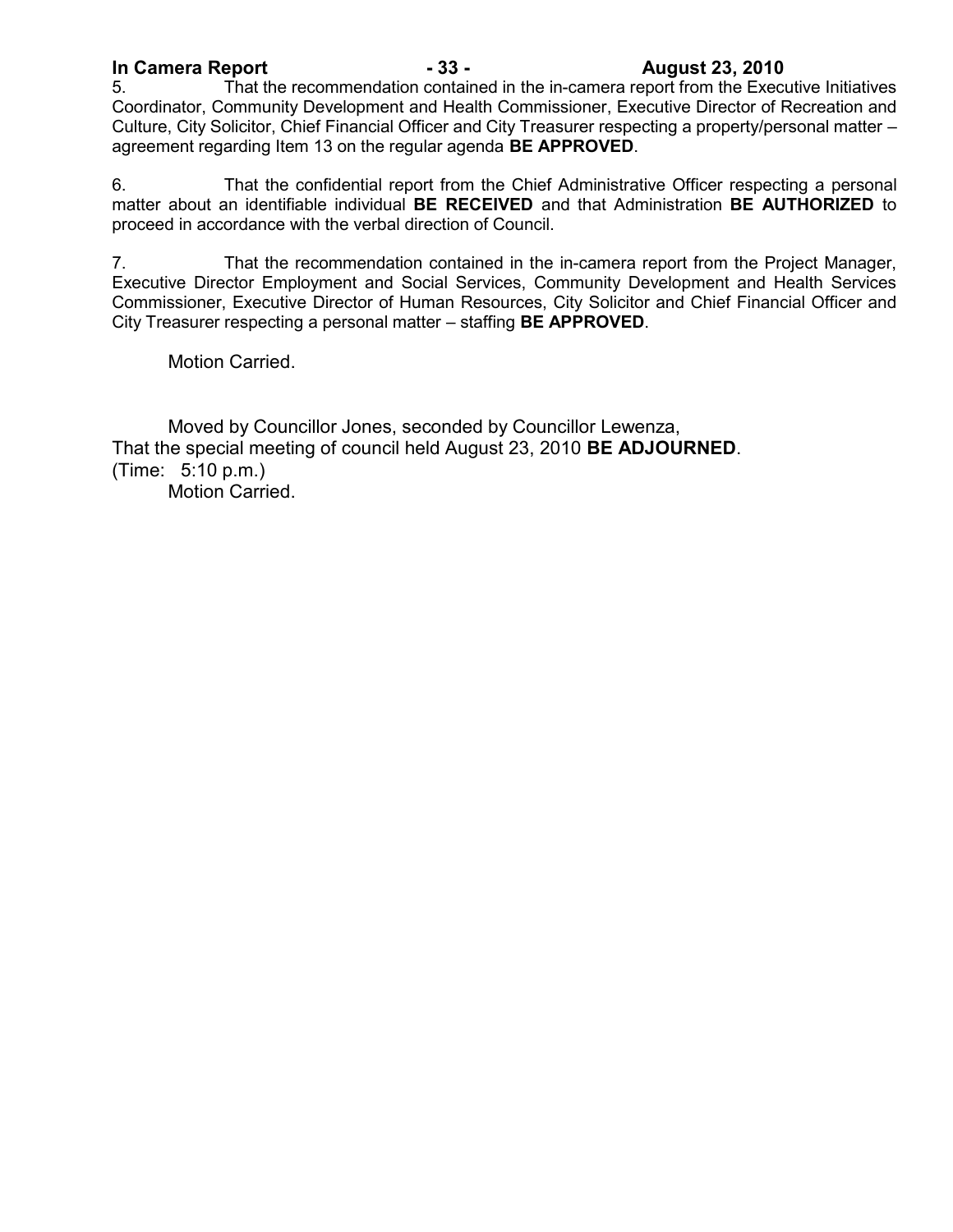5. That the recommendation contained in the in-camera report from the Executive Initiatives Coordinator, Community Development and Health Commissioner, Executive Director of Recreation and Culture, City Solicitor, Chief Financial Officer and City Treasurer respecting a property/personal matter – agreement regarding Item 13 on the regular agenda **BE APPROVED**.

6. That the confidential report from the Chief Administrative Officer respecting a personal matter about an identifiable individual **BE RECEIVED** and that Administration **BE AUTHORIZED** to proceed in accordance with the verbal direction of Council.

7. That the recommendation contained in the in-camera report from the Project Manager, Executive Director Employment and Social Services, Community Development and Health Services Commissioner, Executive Director of Human Resources, City Solicitor and Chief Financial Officer and City Treasurer respecting a personal matter – staffing **BE APPROVED**.

Motion Carried.

Moved by Councillor Jones, seconded by Councillor Lewenza,
That the special meeting of council held August 23, 2010 **BE ADJOURNED**.
(Time: 5:10 p.m.)
Motion Carried.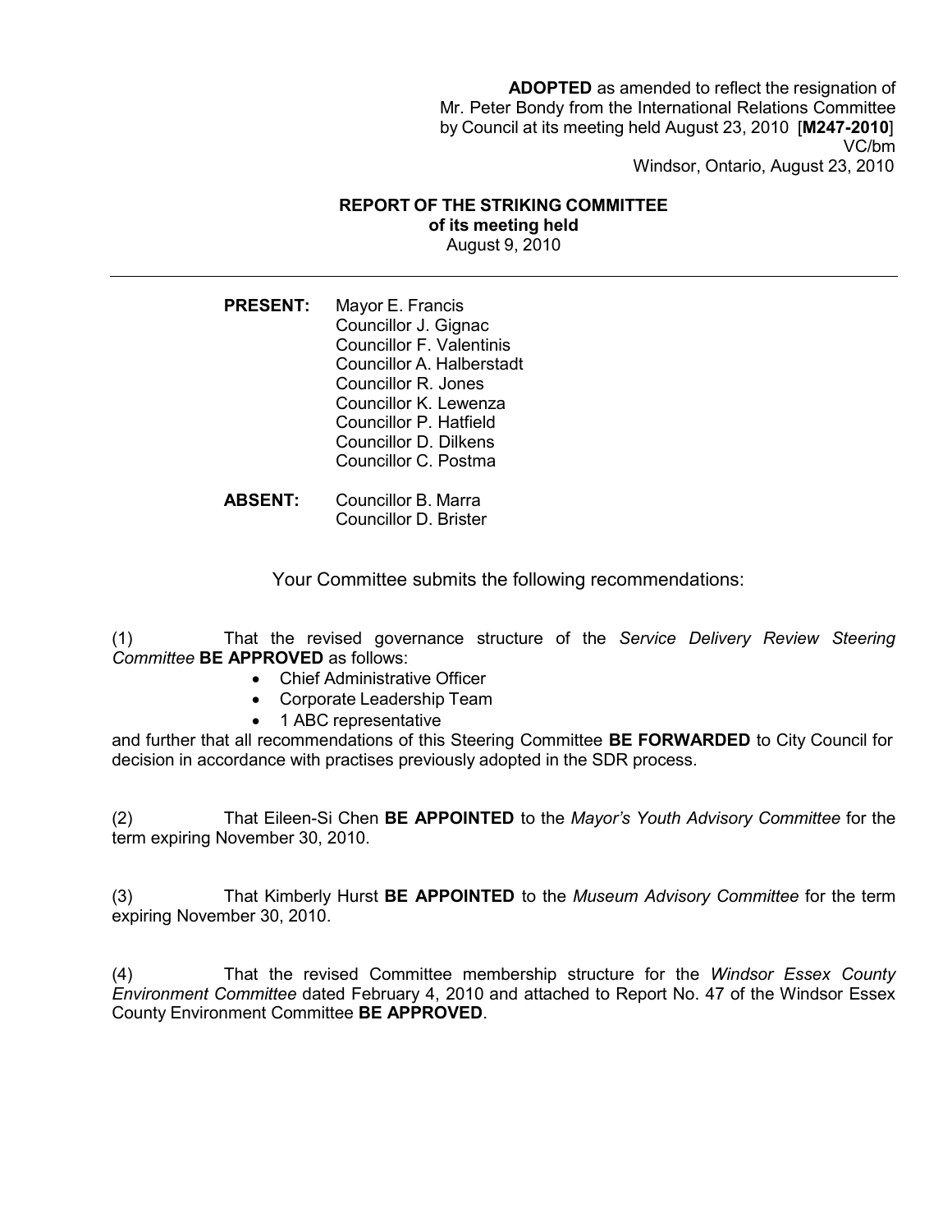**ADOPTED** as amended to reflect the resignation of Mr. Peter Bondy from the International Relations Committee by Council at its meeting held August 23, 2010 [**M247-2010**]
VC/bm
Windsor, Ontario, August 23, 2010

**REPORT OF THE STRIKING COMMITTEE**
**of its meeting held**
August 9, 2010

---

**PRESENT:** Mayor E. Francis
Councillor J. Gignac
Councillor F. Valentinis
Councillor A. Halberstadt
Councillor R. Jones
Councillor K. Lewenza
Councillor P. Hatfield
Councillor D. Dilkens
Councillor C. Postma

**ABSENT:** Councillor B. Marra
Councillor D. Brister

Your Committee submits the following recommendations:

(1) That the revised governance structure of the *Service Delivery Review Steering Committee* **BE APPROVED** as follows:

- Chief Administrative Officer
- Corporate Leadership Team
- 1 ABC representative

and further that all recommendations of this Steering Committee **BE FORWARDED** to City Council for decision in accordance with practises previously adopted in the SDR process.

(2) That Eileen-Si Chen **BE APPOINTED** to the *Mayor's Youth Advisory Committee* for the term expiring November 30, 2010.

(3) That Kimberly Hurst **BE APPOINTED** to the *Museum Advisory Committee* for the term expiring November 30, 2010.

(4) That the revised Committee membership structure for the *Windsor Essex County Environment Committee* dated February 4, 2010 and attached to Report No. 47 of the Windsor Essex County Environment Committee **BE APPROVED**.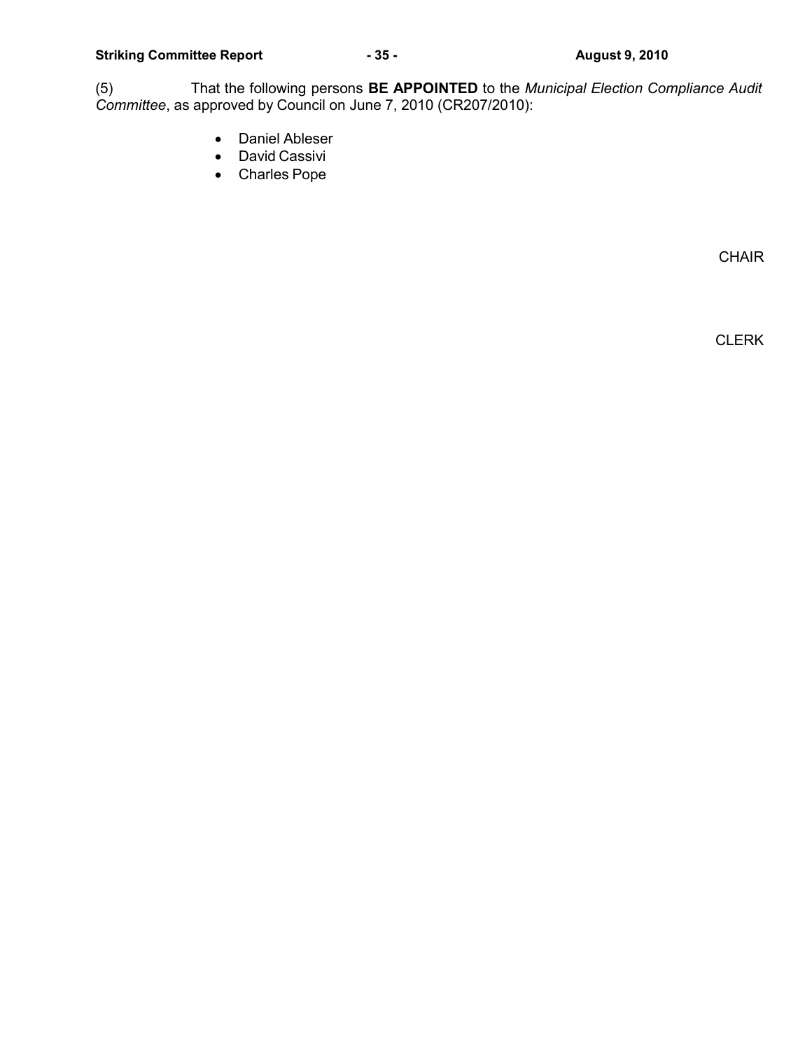(5) That the following persons **BE APPOINTED** to the *Municipal Election Compliance Audit Committee*, as approved by Council on June 7, 2010 (CR207/2010):

- Daniel Ableser
- David Cassivi
- Charles Pope

CHAIR

CLERK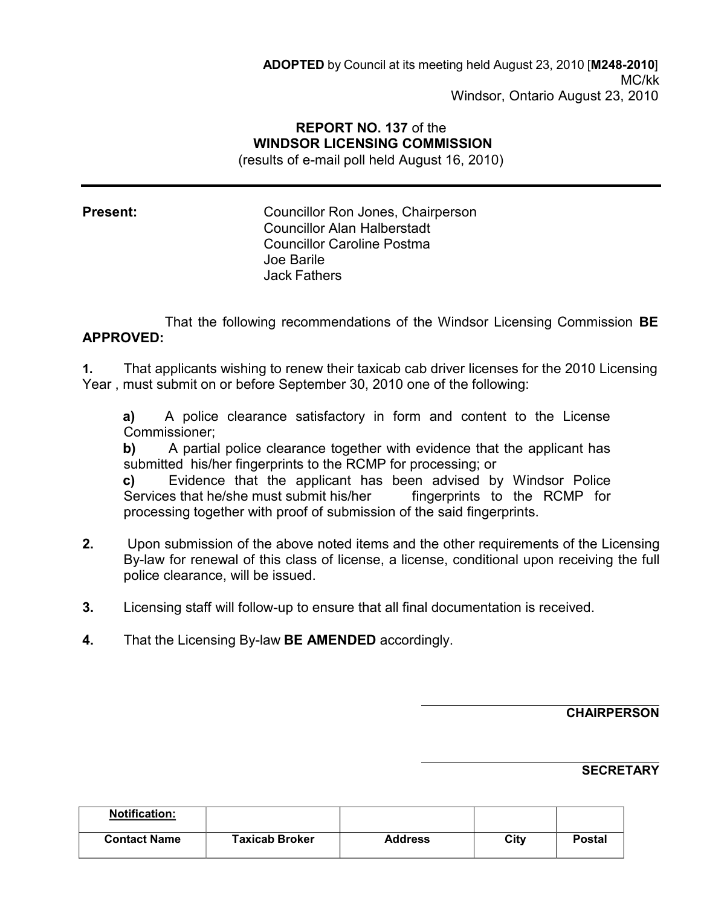**ADOPTED** by Council at its meeting held August 23, 2010 [**M248-2010**]
MC/kk
Windsor, Ontario August 23, 2010

**REPORT NO. 137** of the
**WINDSOR LICENSING COMMISSION**
(results of e-mail poll held August 16, 2010)

---

**Present:**

Councillor Ron Jones, Chairperson
Councillor Alan Halberstadt
Councillor Caroline Postma
Joe Barile
Jack Fathers

That the following recommendations of the Windsor Licensing Commission **BE APPROVED:**

**1.** That applicants wishing to renew their taxicab cab driver licenses for the 2010 Licensing Year , must submit on or before September 30, 2010 one of the following:

> **a)** A police clearance satisfactory in form and content to the License Commissioner;
> **b)** A partial police clearance together with evidence that the applicant has submitted his/her fingerprints to the RCMP for processing; or
> **c)** Evidence that the applicant has been advised by Windsor Police Services that he/she must submit his/her fingerprints to the RCMP for processing together with proof of submission of the said fingerprints.

**2.** Upon submission of the above noted items and the other requirements of the Licensing By-law for renewal of this class of license, a license, conditional upon receiving the full police clearance, will be issued.

**3.** Licensing staff will follow-up to ensure that all final documentation is received.

**4.** That the Licensing By-law **BE AMENDED** accordingly.

**CHAIRPERSON**

**SECRETARY**

| **Notification:** | | | | |
|---|---|---|---|---|
| **Contact Name** | **Taxicab Broker** | **Address** | **City** | **Postal** |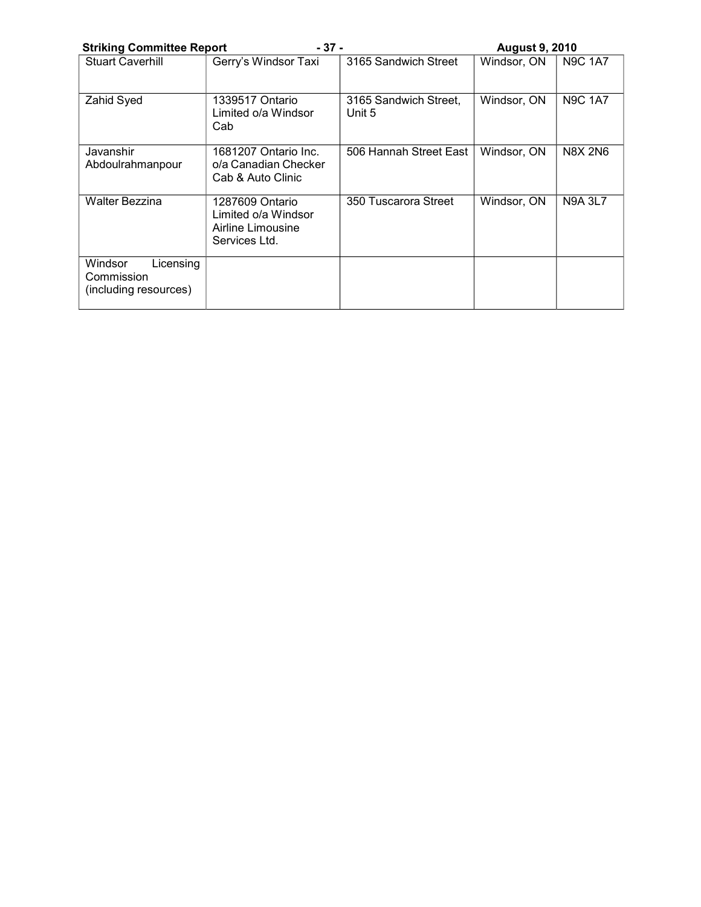| | | | | |
|---|---|---|---|---|
| Stuart Caverhill | Gerry's Windsor Taxi | 3165 Sandwich Street | Windsor, ON | N9C 1A7 |
| Zahid Syed | 1339517 Ontario Limited o/a Windsor Cab | 3165 Sandwich Street, Unit 5 | Windsor, ON | N9C 1A7 |
| Javanshir Abdoulrahmanpour | 1681207 Ontario Inc. o/a Canadian Checker Cab & Auto Clinic | 506 Hannah Street East | Windsor, ON | N8X 2N6 |
| Walter Bezzina | 1287609 Ontario Limited o/a Windsor Airline Limousine Services Ltd. | 350 Tuscarora Street | Windsor, ON | N9A 3L7 |
| Windsor Licensing Commission (including resources) | | | | |